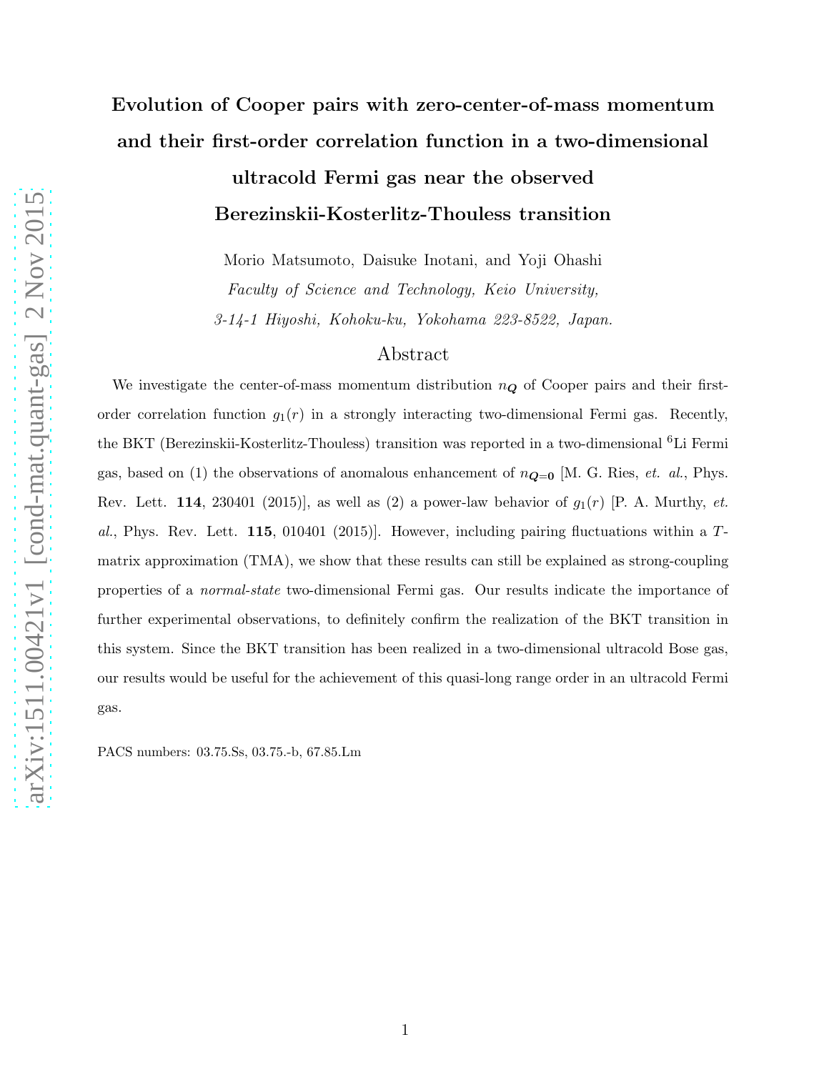# Evolution of Cooper pairs with zero-center-of-mass momentum and their first-order correlation function in a two-dimensional ultracold Fermi gas near the observed Berezinskii-Kosterlitz-Thouless transition

Morio Matsumoto, Daisuke Inotani, and Yoji Ohashi

*Faculty of Science and Technology, Keio University,*
*3-14-1 Hiyoshi, Kohoku-ku, Yokohama 223-8522, Japan.*

## Abstract

We investigate the center-of-mass momentum distribution $n_{\boldsymbol{Q}}$ of Cooper pairs and their first-order correlation function $g_1(r)$ in a strongly interacting two-dimensional Fermi gas. Recently, the BKT (Berezinskii-Kosterlitz-Thouless) transition was reported in a two-dimensional $^6$Li Fermi gas, based on (1) the observations of anomalous enhancement of $n_{\boldsymbol{Q}=\boldsymbol{0}}$ [M. G. Ries, *et. al.*, Phys. Rev. Lett. **114**, 230401 (2015)], as well as (2) a power-law behavior of $g_1(r)$ [P. A. Murthy, *et. al.*, Phys. Rev. Lett. **115**, 010401 (2015)]. However, including pairing fluctuations within a $T$-matrix approximation (TMA), we show that these results can still be explained as strong-coupling properties of a *normal-state* two-dimensional Fermi gas. Our results indicate the importance of further experimental observations, to definitely confirm the realization of the BKT transition in this system. Since the BKT transition has been realized in a two-dimensional ultracold Bose gas, our results would be useful for the achievement of this quasi-long range order in an ultracold Fermi gas.

PACS numbers: 03.75.Ss, 03.75.-b, 67.85.Lm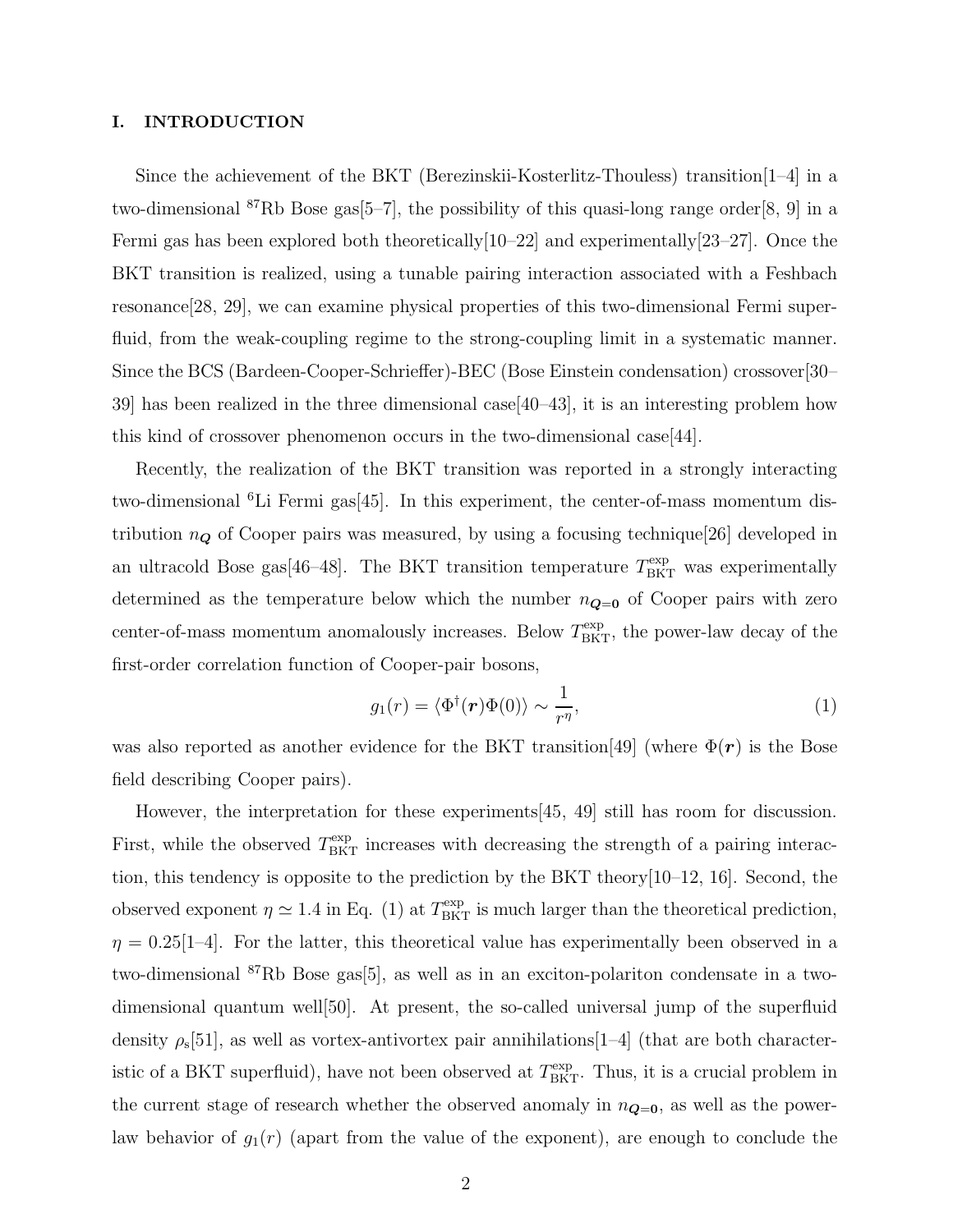## I. INTRODUCTION

Since the achievement of the BKT (Berezinskii-Kosterlitz-Thouless) transition[1–4] in a two-dimensional $^{87}$Rb Bose gas[5–7], the possibility of this quasi-long range order[8, 9] in a Fermi gas has been explored both theoretically[10–22] and experimentally[23–27]. Once the BKT transition is realized, using a tunable pairing interaction associated with a Feshbach resonance[28, 29], we can examine physical properties of this two-dimensional Fermi superfluid, from the weak-coupling regime to the strong-coupling limit in a systematic manner. Since the BCS (Bardeen-Cooper-Schrieffer)-BEC (Bose Einstein condensation) crossover[30–39] has been realized in the three dimensional case[40–43], it is an interesting problem how this kind of crossover phenomenon occurs in the two-dimensional case[44].

Recently, the realization of the BKT transition was reported in a strongly interacting two-dimensional $^{6}$Li Fermi gas[45]. In this experiment, the center-of-mass momentum distribution $n_{\boldsymbol{Q}}$ of Cooper pairs was measured, by using a focusing technique[26] developed in an ultracold Bose gas[46–48]. The BKT transition temperature $T_{\rm BKT}^{\rm exp}$ was experimentally determined as the temperature below which the number $n_{\boldsymbol{Q}=\boldsymbol{0}}$ of Cooper pairs with zero center-of-mass momentum anomalously increases. Below $T_{\rm BKT}^{\rm exp}$, the power-law decay of the first-order correlation function of Cooper-pair bosons,

$$g_1(r) = \langle \Phi^\dagger(\boldsymbol{r})\Phi(0)\rangle \sim \frac{1}{r^\eta}, \tag{1}$$

was also reported as another evidence for the BKT transition[49] (where $\Phi(\boldsymbol{r})$ is the Bose field describing Cooper pairs).

However, the interpretation for these experiments[45, 49] still has room for discussion. First, while the observed $T_{\rm BKT}^{\rm exp}$ increases with decreasing the strength of a pairing interaction, this tendency is opposite to the prediction by the BKT theory[10–12, 16]. Second, the observed exponent $\eta \simeq 1.4$ in Eq. (1) at $T_{\rm BKT}^{\rm exp}$ is much larger than the theoretical prediction, $\eta = 0.25$[1–4]. For the latter, this theoretical value has experimentally been observed in a two-dimensional $^{87}$Rb Bose gas[5], as well as in an exciton-polariton condensate in a two-dimensional quantum well[50]. At present, the so-called universal jump of the superfluid density $\rho_{\rm s}$[51], as well as vortex-antivortex pair annihilations[1–4] (that are both characteristic of a BKT superfluid), have not been observed at $T_{\rm BKT}^{\rm exp}$. Thus, it is a crucial problem in the current stage of research whether the observed anomaly in $n_{\boldsymbol{Q}=\boldsymbol{0}}$, as well as the power-law behavior of $g_1(r)$ (apart from the value of the exponent), are enough to conclude the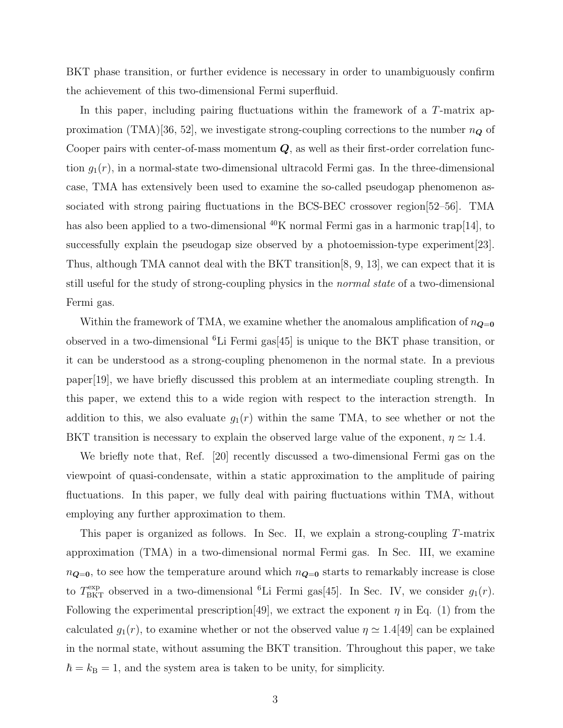BKT phase transition, or further evidence is necessary in order to unambiguously confirm the achievement of this two-dimensional Fermi superfluid.

In this paper, including pairing fluctuations within the framework of a $T$-matrix approximation (TMA)[36, 52], we investigate strong-coupling corrections to the number $n_{\boldsymbol{Q}}$ of Cooper pairs with center-of-mass momentum $\boldsymbol{Q}$, as well as their first-order correlation function $g_1(r)$, in a normal-state two-dimensional ultracold Fermi gas. In the three-dimensional case, TMA has extensively been used to examine the so-called pseudogap phenomenon associated with strong pairing fluctuations in the BCS-BEC crossover region[52–56]. TMA has also been applied to a two-dimensional $^{40}$K normal Fermi gas in a harmonic trap[14], to successfully explain the pseudogap size observed by a photoemission-type experiment[23]. Thus, although TMA cannot deal with the BKT transition[8, 9, 13], we can expect that it is still useful for the study of strong-coupling physics in the *normal state* of a two-dimensional Fermi gas.

Within the framework of TMA, we examine whether the anomalous amplification of $n_{\boldsymbol{Q}=\boldsymbol{0}}$ observed in a two-dimensional $^6$Li Fermi gas[45] is unique to the BKT phase transition, or it can be understood as a strong-coupling phenomenon in the normal state. In a previous paper[19], we have briefly discussed this problem at an intermediate coupling strength. In this paper, we extend this to a wide region with respect to the interaction strength. In addition to this, we also evaluate $g_1(r)$ within the same TMA, to see whether or not the BKT transition is necessary to explain the observed large value of the exponent, $\eta \simeq 1.4$.

We briefly note that, Ref. [20] recently discussed a two-dimensional Fermi gas on the viewpoint of quasi-condensate, within a static approximation to the amplitude of pairing fluctuations. In this paper, we fully deal with pairing fluctuations within TMA, without employing any further approximation to them.

This paper is organized as follows. In Sec. II, we explain a strong-coupling $T$-matrix approximation (TMA) in a two-dimensional normal Fermi gas. In Sec. III, we examine $n_{\boldsymbol{Q}=\boldsymbol{0}}$, to see how the temperature around which $n_{\boldsymbol{Q}=\boldsymbol{0}}$ starts to remarkably increase is close to $T_{\rm BKT}^{\rm exp}$ observed in a two-dimensional $^6$Li Fermi gas[45]. In Sec. IV, we consider $g_1(r)$. Following the experimental prescription[49], we extract the exponent $\eta$ in Eq. (1) from the calculated $g_1(r)$, to examine whether or not the observed value $\eta \simeq 1.4$[49] can be explained in the normal state, without assuming the BKT transition. Throughout this paper, we take $\hbar = k_{\rm B} = 1$, and the system area is taken to be unity, for simplicity.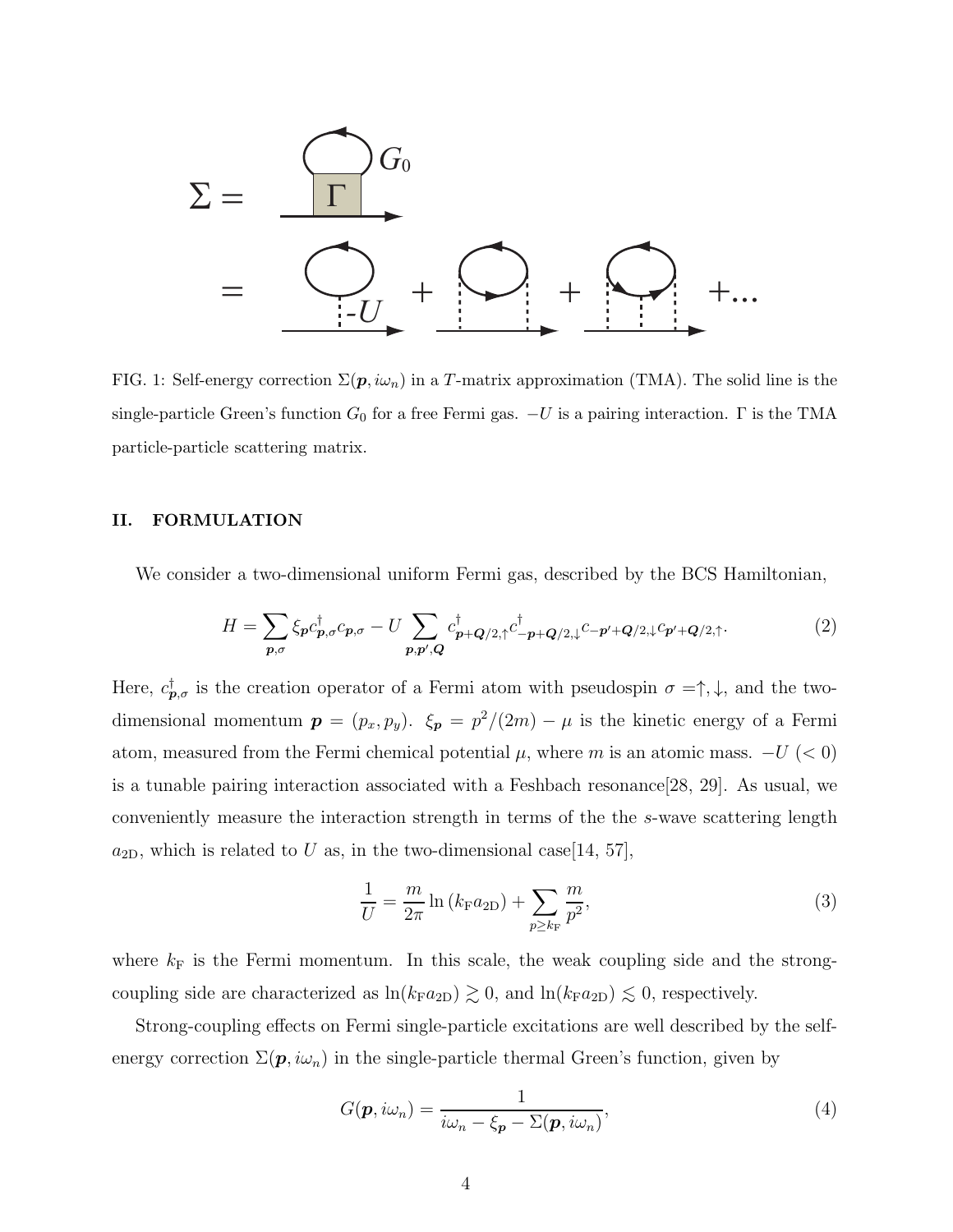FIG. 1: Self-energy correction $\Sigma(\boldsymbol{p}, i\omega_n)$ in a $T$-matrix approximation (TMA). The solid line is the single-particle Green's function $G_0$ for a free Fermi gas. $-U$ is a pairing interaction. $\Gamma$ is the TMA particle-particle scattering matrix.

## II. FORMULATION

We consider a two-dimensional uniform Fermi gas, described by the BCS Hamiltonian,

$$H = \sum_{\boldsymbol{p},\sigma} \xi_{\boldsymbol{p}} c^\dagger_{\boldsymbol{p},\sigma} c_{\boldsymbol{p},\sigma} - U \sum_{\boldsymbol{p},\boldsymbol{p}',\boldsymbol{Q}} c^\dagger_{\boldsymbol{p}+\boldsymbol{Q}/2,\uparrow} c^\dagger_{-\boldsymbol{p}+\boldsymbol{Q}/2,\downarrow} c_{-\boldsymbol{p}'+\boldsymbol{Q}/2,\downarrow} c_{\boldsymbol{p}'+\boldsymbol{Q}/2,\uparrow}. \tag{2}$$

Here, $c^\dagger_{\boldsymbol{p},\sigma}$ is the creation operator of a Fermi atom with pseudospin $\sigma =\uparrow, \downarrow$, and the two-dimensional momentum $\boldsymbol{p} = (p_x, p_y)$. $\xi_{\boldsymbol{p}} = p^2/(2m) - \mu$ is the kinetic energy of a Fermi atom, measured from the Fermi chemical potential $\mu$, where $m$ is an atomic mass. $-U$ $(< 0)$ is a tunable pairing interaction associated with a Feshbach resonance[28, 29]. As usual, we conveniently measure the interaction strength in terms of the the $s$-wave scattering length $a_{2\mathrm{D}}$, which is related to $U$ as, in the two-dimensional case[14, 57],

$$\frac{1}{U} = \frac{m}{2\pi} \ln (k_{\mathrm{F}} a_{2\mathrm{D}}) + \sum_{p \geq k_{\mathrm{F}}} \frac{m}{p^2}, \tag{3}$$

where $k_{\mathrm{F}}$ is the Fermi momentum. In this scale, the weak coupling side and the strong-coupling side are characterized as $\ln(k_{\mathrm{F}} a_{2\mathrm{D}}) \gtrsim 0$, and $\ln(k_{\mathrm{F}} a_{2\mathrm{D}}) \lesssim 0$, respectively.

Strong-coupling effects on Fermi single-particle excitations are well described by the self-energy correction $\Sigma(\boldsymbol{p}, i\omega_n)$ in the single-particle thermal Green's function, given by

$$G(\boldsymbol{p}, i\omega_n) = \frac{1}{i\omega_n - \xi_{\boldsymbol{p}} - \Sigma(\boldsymbol{p}, i\omega_n)}, \tag{4}$$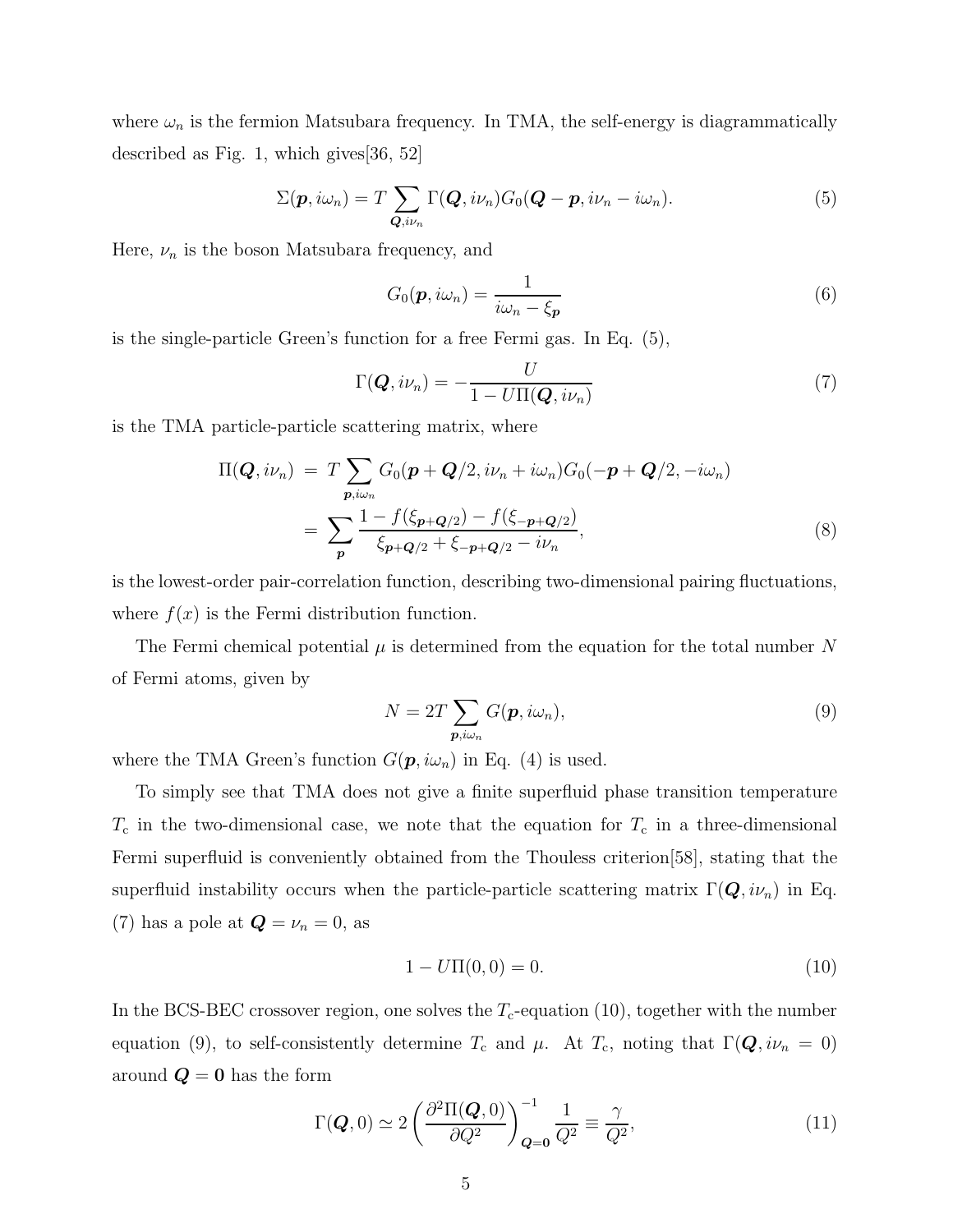where $\omega_n$ is the fermion Matsubara frequency. In TMA, the self-energy is diagrammatically described as Fig. 1, which gives[36, 52]

$$\Sigma(\boldsymbol{p}, i\omega_n) = T \sum_{\boldsymbol{Q}, i\nu_n} \Gamma(\boldsymbol{Q}, i\nu_n) G_0(\boldsymbol{Q} - \boldsymbol{p}, i\nu_n - i\omega_n). \tag{5}$$

Here, $\nu_n$ is the boson Matsubara frequency, and

$$G_0(\boldsymbol{p}, i\omega_n) = \frac{1}{i\omega_n - \xi_{\boldsymbol{p}}} \tag{6}$$

is the single-particle Green's function for a free Fermi gas. In Eq. (5),

$$\Gamma(\boldsymbol{Q}, i\nu_n) = -\frac{U}{1 - U\Pi(\boldsymbol{Q}, i\nu_n)} \tag{7}$$

is the TMA particle-particle scattering matrix, where

$$\begin{aligned}\Pi(\boldsymbol{Q}, i\nu_n) &= T \sum_{\boldsymbol{p}, i\omega_n} G_0(\boldsymbol{p} + \boldsymbol{Q}/2, i\nu_n + i\omega_n) G_0(-\boldsymbol{p} + \boldsymbol{Q}/2, -i\omega_n) \\ &= \sum_{\boldsymbol{p}} \frac{1 - f(\xi_{\boldsymbol{p}+\boldsymbol{Q}/2}) - f(\xi_{-\boldsymbol{p}+\boldsymbol{Q}/2})}{\xi_{\boldsymbol{p}+\boldsymbol{Q}/2} + \xi_{-\boldsymbol{p}+\boldsymbol{Q}/2} - i\nu_n},\end{aligned} \tag{8}$$

is the lowest-order pair-correlation function, describing two-dimensional pairing fluctuations, where $f(x)$ is the Fermi distribution function.

The Fermi chemical potential $\mu$ is determined from the equation for the total number $N$ of Fermi atoms, given by

$$N = 2T \sum_{\boldsymbol{p}, i\omega_n} G(\boldsymbol{p}, i\omega_n), \tag{9}$$

where the TMA Green's function $G(\boldsymbol{p}, i\omega_n)$ in Eq. (4) is used.

To simply see that TMA does not give a finite superfluid phase transition temperature $T_{\rm c}$ in the two-dimensional case, we note that the equation for $T_{\rm c}$ in a three-dimensional Fermi superfluid is conveniently obtained from the Thouless criterion[58], stating that the superfluid instability occurs when the particle-particle scattering matrix $\Gamma(\boldsymbol{Q}, i\nu_n)$ in Eq. (7) has a pole at $\boldsymbol{Q} = \nu_n = 0$, as

$$1 - U\Pi(0, 0) = 0. \tag{10}$$

In the BCS-BEC crossover region, one solves the $T_{\rm c}$-equation (10), together with the number equation (9), to self-consistently determine $T_{\rm c}$ and $\mu$. At $T_{\rm c}$, noting that $\Gamma(\boldsymbol{Q}, i\nu_n = 0)$ around $\boldsymbol{Q} = \boldsymbol{0}$ has the form

$$\Gamma(\boldsymbol{Q}, 0) \simeq 2 \left( \frac{\partial^2 \Pi(\boldsymbol{Q}, 0)}{\partial Q^2} \right)^{-1}_{\boldsymbol{Q}=\boldsymbol{0}} \frac{1}{Q^2} \equiv \frac{\gamma}{Q^2}, \tag{11}$$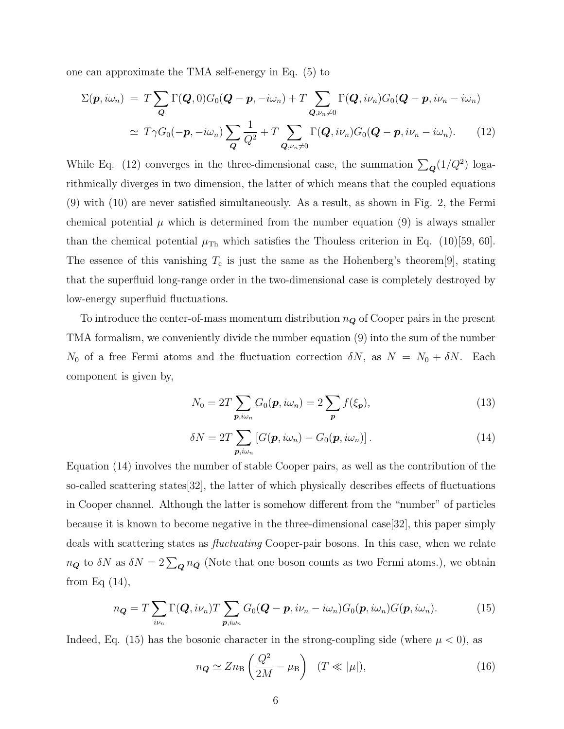one can approximate the TMA self-energy in Eq. (5) to

$$
\begin{aligned}
\Sigma(\boldsymbol{p}, i\omega_n) &= T\sum_{\boldsymbol{Q}} \Gamma(\boldsymbol{Q}, 0) G_0(\boldsymbol{Q}-\boldsymbol{p}, -i\omega_n) + T\sum_{\boldsymbol{Q}, \nu_n \neq 0} \Gamma(\boldsymbol{Q}, i\nu_n) G_0(\boldsymbol{Q}-\boldsymbol{p}, i\nu_n - i\omega_n) \\
&\simeq T\gamma G_0(-\boldsymbol{p}, -i\omega_n) \sum_{\boldsymbol{Q}} \frac{1}{Q^2} + T\sum_{\boldsymbol{Q}, \nu_n \neq 0} \Gamma(\boldsymbol{Q}, i\nu_n) G_0(\boldsymbol{Q}-\boldsymbol{p}, i\nu_n - i\omega_n). \qquad (12)
\end{aligned}
$$

While Eq. (12) converges in the three-dimensional case, the summation $\sum_{\boldsymbol{Q}}(1/Q^2)$ logarithmically diverges in two dimension, the latter of which means that the coupled equations (9) with (10) are never satisfied simultaneously. As a result, as shown in Fig. 2, the Fermi chemical potential $\mu$ which is determined from the number equation (9) is always smaller than the chemical potential $\mu_{\rm Th}$ which satisfies the Thouless criterion in Eq. (10)[59, 60]. The essence of this vanishing $T_{\rm c}$ is just the same as the Hohenberg's theorem[9], stating that the superfluid long-range order in the two-dimensional case is completely destroyed by low-energy superfluid fluctuations.

To introduce the center-of-mass momentum distribution $n_{\boldsymbol{Q}}$ of Cooper pairs in the present TMA formalism, we conveniently divide the number equation (9) into the sum of the number $N_0$ of a free Fermi atoms and the fluctuation correction $\delta N$, as $N = N_0 + \delta N$. Each component is given by,

$$
N_0 = 2T\sum_{\boldsymbol{p}, i\omega_n} G_0(\boldsymbol{p}, i\omega_n) = 2\sum_{\boldsymbol{p}} f(\xi_{\boldsymbol{p}}), \qquad (13)
$$

$$
\delta N = 2T\sum_{\boldsymbol{p}, i\omega_n} \left[G(\boldsymbol{p}, i\omega_n) - G_0(\boldsymbol{p}, i\omega_n)\right]. \qquad (14)
$$

Equation (14) involves the number of stable Cooper pairs, as well as the contribution of the so-called scattering states[32], the latter of which physically describes effects of fluctuations in Cooper channel. Although the latter is somehow different from the "number" of particles because it is known to become negative in the three-dimensional case[32], this paper simply deals with scattering states as *fluctuating* Cooper-pair bosons. In this case, when we relate $n_{\boldsymbol{Q}}$ to $\delta N$ as $\delta N = 2\sum_{\boldsymbol{Q}} n_{\boldsymbol{Q}}$ (Note that one boson counts as two Fermi atoms.), we obtain from Eq (14),

$$
n_{\boldsymbol{Q}} = T\sum_{i\nu_n} \Gamma(\boldsymbol{Q}, i\nu_n) T\sum_{\boldsymbol{p}, i\omega_n} G_0(\boldsymbol{Q}-\boldsymbol{p}, i\nu_n - i\omega_n) G_0(\boldsymbol{p}, i\omega_n) G(\boldsymbol{p}, i\omega_n). \qquad (15)
$$

Indeed, Eq. (15) has the bosonic character in the strong-coupling side (where $\mu < 0$), as

$$
n_{\boldsymbol{Q}} \simeq Z n_{\rm B}\left(\frac{Q^2}{2M} - \mu_{\rm B}\right) \quad (T \ll |\mu|), \qquad (16)
$$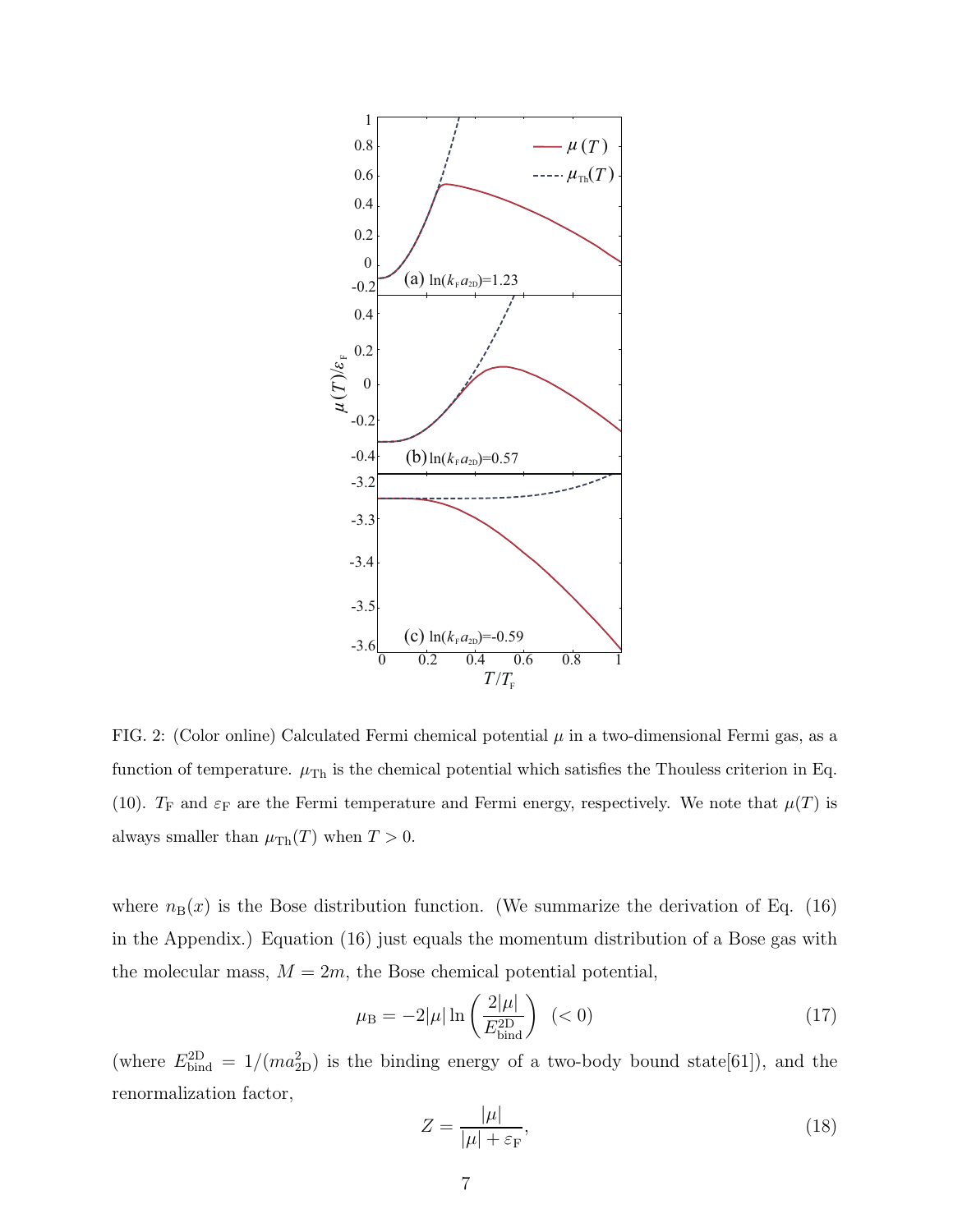FIG. 2: (Color online) Calculated Fermi chemical potential $\mu$ in a two-dimensional Fermi gas, as a function of temperature. $\mu_{\rm Th}$ is the chemical potential which satisfies the Thouless criterion in Eq. (10). $T_{\rm F}$ and $\varepsilon_{\rm F}$ are the Fermi temperature and Fermi energy, respectively. We note that $\mu(T)$ is always smaller than $\mu_{\rm Th}(T)$ when $T > 0$.

where $n_{\rm B}(x)$ is the Bose distribution function. (We summarize the derivation of Eq. (16) in the Appendix.) Equation (16) just equals the momentum distribution of a Bose gas with the molecular mass, $M = 2m$, the Bose chemical potential potential,

$$\mu_{\rm B} = -2|\mu| \ln\left(\frac{2|\mu|}{E_{\rm bind}^{\rm 2D}}\right) \quad (< 0) \tag{17}$$

(where $E_{\rm bind}^{\rm 2D} = 1/(m a_{\rm 2D}^2)$ is the binding energy of a two-body bound state[61]), and the renormalization factor,

$$Z = \frac{|\mu|}{|\mu| + \varepsilon_{\rm F}}, \tag{18}$$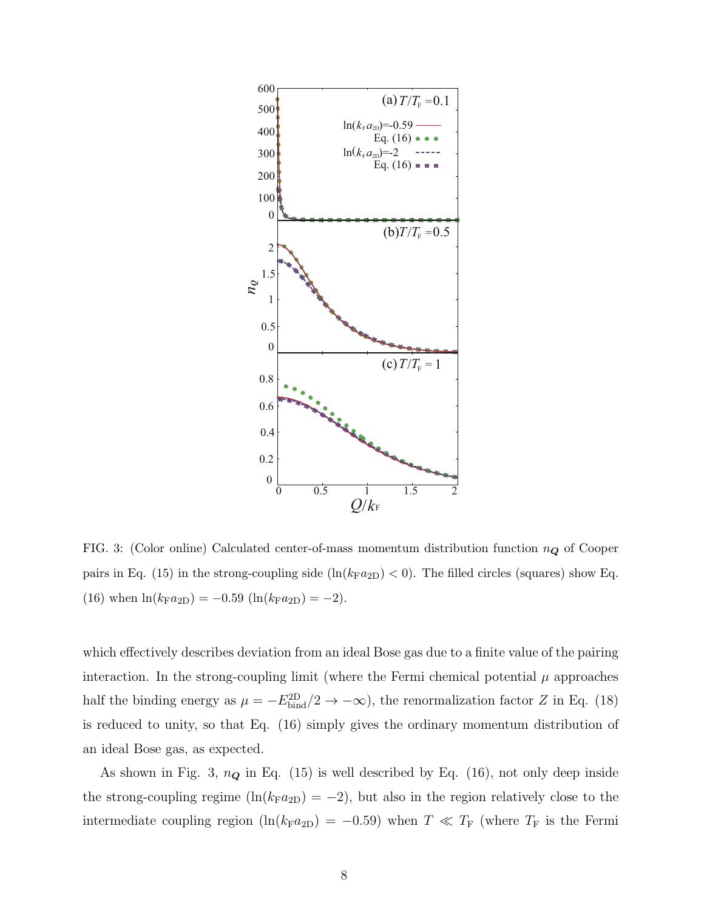FIG. 3: (Color online) Calculated center-of-mass momentum distribution function $n_{\boldsymbol{Q}}$ of Cooper pairs in Eq. (15) in the strong-coupling side ($\ln(k_{\rm F}a_{\rm 2D}) < 0$). The filled circles (squares) show Eq. (16) when $\ln(k_{\rm F}a_{\rm 2D}) = -0.59$ ($\ln(k_{\rm F}a_{\rm 2D}) = -2$).

which effectively describes deviation from an ideal Bose gas due to a finite value of the pairing interaction. In the strong-coupling limit (where the Fermi chemical potential $\mu$ approaches half the binding energy as $\mu = -E_{\rm bind}^{\rm 2D}/2 \to -\infty$), the renormalization factor $Z$ in Eq. (18) is reduced to unity, so that Eq. (16) simply gives the ordinary momentum distribution of an ideal Bose gas, as expected.

As shown in Fig. 3, $n_{\boldsymbol{Q}}$ in Eq. (15) is well described by Eq. (16), not only deep inside the strong-coupling regime ($\ln(k_{\rm F}a_{\rm 2D}) = -2$), but also in the region relatively close to the intermediate coupling region ($\ln(k_{\rm F}a_{\rm 2D}) = -0.59$) when $T \ll T_{\rm F}$ (where $T_{\rm F}$ is the Fermi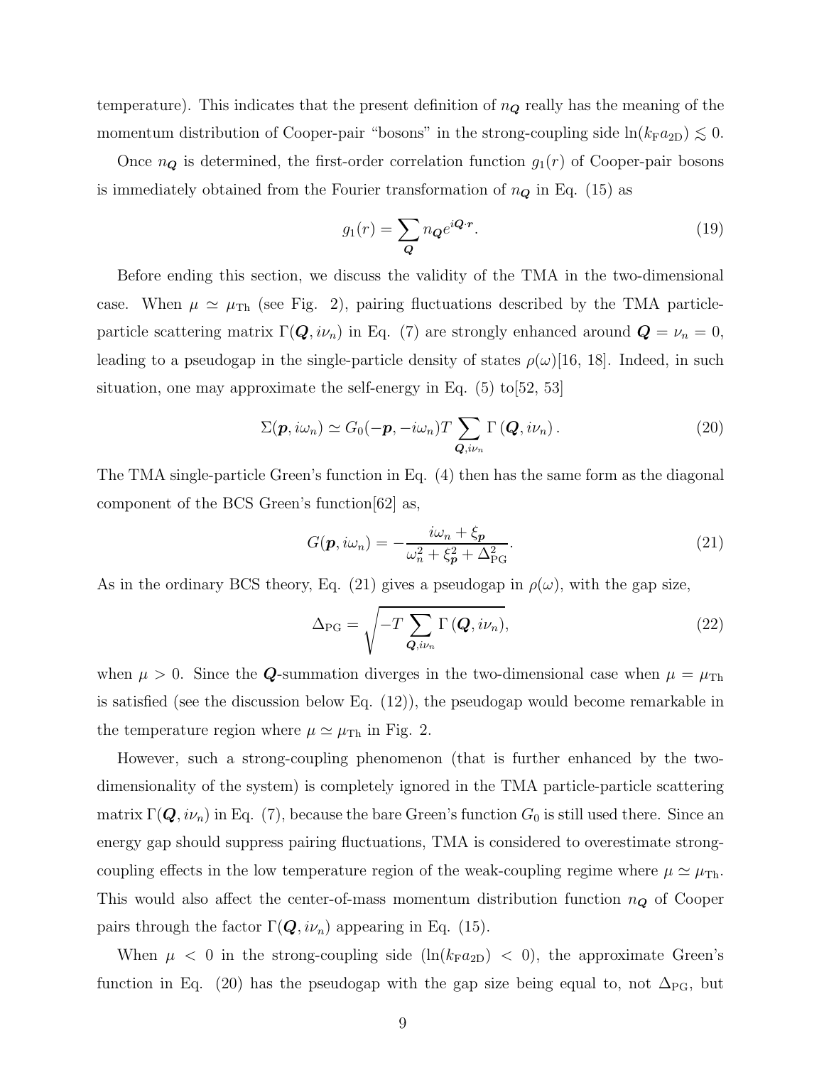temperature). This indicates that the present definition of $n_{\boldsymbol{Q}}$ really has the meaning of the momentum distribution of Cooper-pair "bosons" in the strong-coupling side $\ln(k_{\rm F}a_{\rm 2D}) \lesssim 0$.

Once $n_{\boldsymbol{Q}}$ is determined, the first-order correlation function $g_1(r)$ of Cooper-pair bosons is immediately obtained from the Fourier transformation of $n_{\boldsymbol{Q}}$ in Eq. (15) as

$$g_1(r) = \sum_{\boldsymbol{Q}} n_{\boldsymbol{Q}} e^{i\boldsymbol{Q}\cdot\boldsymbol{r}}. \tag{19}$$

Before ending this section, we discuss the validity of the TMA in the two-dimensional case. When $\mu \simeq \mu_{\rm Th}$ (see Fig. 2), pairing fluctuations described by the TMA particle-particle scattering matrix $\Gamma(\boldsymbol{Q}, i\nu_n)$ in Eq. (7) are strongly enhanced around $\boldsymbol{Q} = \nu_n = 0$, leading to a pseudogap in the single-particle density of states $\rho(\omega)$[16, 18]. Indeed, in such situation, one may approximate the self-energy in Eq. (5) to[52, 53]

$$\Sigma(\boldsymbol{p}, i\omega_n) \simeq G_0(-\boldsymbol{p}, -i\omega_n) T \sum_{\boldsymbol{Q}, i\nu_n} \Gamma(\boldsymbol{Q}, i\nu_n). \tag{20}$$

The TMA single-particle Green's function in Eq. (4) then has the same form as the diagonal component of the BCS Green's function[62] as,

$$G(\boldsymbol{p}, i\omega_n) = -\frac{i\omega_n + \xi_{\boldsymbol{p}}}{\omega_n^2 + \xi_{\boldsymbol{p}}^2 + \Delta_{\rm PG}^2}. \tag{21}$$

As in the ordinary BCS theory, Eq. (21) gives a pseudogap in $\rho(\omega)$, with the gap size,

$$\Delta_{\rm PG} = \sqrt{-T \sum_{\boldsymbol{Q}, i\nu_n} \Gamma(\boldsymbol{Q}, i\nu_n)}, \tag{22}$$

when $\mu > 0$. Since the $\boldsymbol{Q}$-summation diverges in the two-dimensional case when $\mu = \mu_{\rm Th}$ is satisfied (see the discussion below Eq. (12)), the pseudogap would become remarkable in the temperature region where $\mu \simeq \mu_{\rm Th}$ in Fig. 2.

However, such a strong-coupling phenomenon (that is further enhanced by the two-dimensionality of the system) is completely ignored in the TMA particle-particle scattering matrix $\Gamma(\boldsymbol{Q}, i\nu_n)$ in Eq. (7), because the bare Green's function $G_0$ is still used there. Since an energy gap should suppress pairing fluctuations, TMA is considered to overestimate strong-coupling effects in the low temperature region of the weak-coupling regime where $\mu \simeq \mu_{\rm Th}$. This would also affect the center-of-mass momentum distribution function $n_{\boldsymbol{Q}}$ of Cooper pairs through the factor $\Gamma(\boldsymbol{Q}, i\nu_n)$ appearing in Eq. (15).

When $\mu < 0$ in the strong-coupling side ($\ln(k_{\rm F}a_{\rm 2D}) < 0$), the approximate Green's function in Eq. (20) has the pseudogap with the gap size being equal to, not $\Delta_{\rm PG}$, but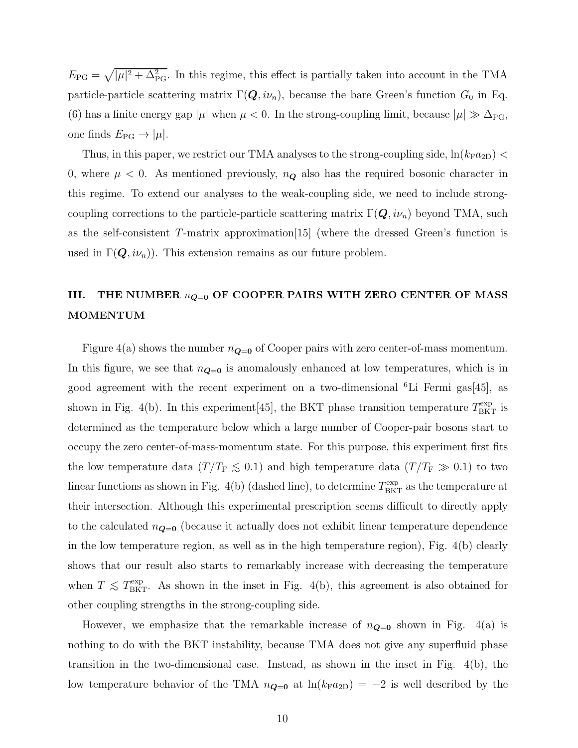$E_{\rm PG} = \sqrt{|\mu|^2 + \Delta_{\rm PG}^2}$. In this regime, this effect is partially taken into account in the TMA particle-particle scattering matrix $\Gamma(\boldsymbol{Q}, i\nu_n)$, because the bare Green's function $G_0$ in Eq. (6) has a finite energy gap $|\mu|$ when $\mu < 0$. In the strong-coupling limit, because $|\mu| \gg \Delta_{\rm PG}$, one finds $E_{\rm PG} \to |\mu|$.

Thus, in this paper, we restrict our TMA analyses to the strong-coupling side, $\ln(k_{\rm F}a_{\rm 2D}) < 0$, where $\mu < 0$. As mentioned previously, $n_{\boldsymbol{Q}}$ also has the required bosonic character in this regime. To extend our analyses to the weak-coupling side, we need to include strong-coupling corrections to the particle-particle scattering matrix $\Gamma(\boldsymbol{Q}, i\nu_n)$ beyond TMA, such as the self-consistent $T$-matrix approximation[15] (where the dressed Green's function is used in $\Gamma(\boldsymbol{Q}, i\nu_n)$). This extension remains as our future problem.

## III. THE NUMBER $n_{\boldsymbol{Q}=\boldsymbol{0}}$ OF COOPER PAIRS WITH ZERO CENTER OF MASS MOMENTUM

Figure 4(a) shows the number $n_{\boldsymbol{Q}=\boldsymbol{0}}$ of Cooper pairs with zero center-of-mass momentum. In this figure, we see that $n_{\boldsymbol{Q}=\boldsymbol{0}}$ is anomalously enhanced at low temperatures, which is in good agreement with the recent experiment on a two-dimensional $^6$Li Fermi gas[45], as shown in Fig. 4(b). In this experiment[45], the BKT phase transition temperature $T_{\rm BKT}^{\rm exp}$ is determined as the temperature below which a large number of Cooper-pair bosons start to occupy the zero center-of-mass-momentum state. For this purpose, this experiment first fits the low temperature data ($T/T_{\rm F} \lesssim 0.1$) and high temperature data ($T/T_{\rm F} \gg 0.1$) to two linear functions as shown in Fig. 4(b) (dashed line), to determine $T_{\rm BKT}^{\rm exp}$ as the temperature at their intersection. Although this experimental prescription seems difficult to directly apply to the calculated $n_{\boldsymbol{Q}=\boldsymbol{0}}$ (because it actually does not exhibit linear temperature dependence in the low temperature region, as well as in the high temperature region), Fig. 4(b) clearly shows that our result also starts to remarkably increase with decreasing the temperature when $T \lesssim T_{\rm BKT}^{\rm exp}$. As shown in the inset in Fig. 4(b), this agreement is also obtained for other coupling strengths in the strong-coupling side.

However, we emphasize that the remarkable increase of $n_{\boldsymbol{Q}=\boldsymbol{0}}$ shown in Fig. 4(a) is nothing to do with the BKT instability, because TMA does not give any superfluid phase transition in the two-dimensional case. Instead, as shown in the inset in Fig. 4(b), the low temperature behavior of the TMA $n_{\boldsymbol{Q}=\boldsymbol{0}}$ at $\ln(k_{\rm F}a_{\rm 2D}) = -2$ is well described by the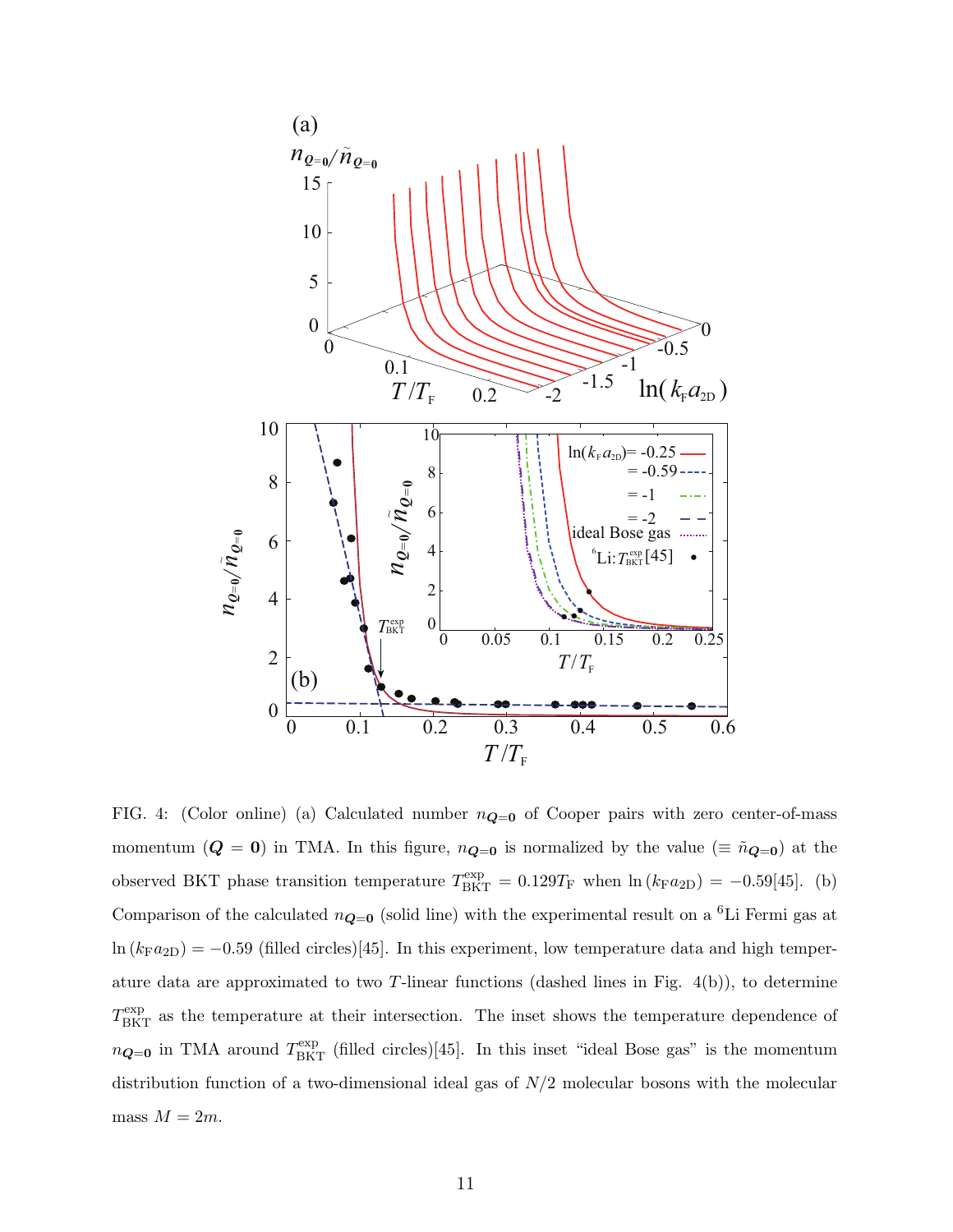FIG. 4: (Color online) (a) Calculated number $n_{\boldsymbol{Q}=\boldsymbol{0}}$ of Cooper pairs with zero center-of-mass momentum ($\boldsymbol{Q} = \boldsymbol{0}$) in TMA. In this figure, $n_{\boldsymbol{Q}=\boldsymbol{0}}$ is normalized by the value ($\equiv \tilde{n}_{\boldsymbol{Q}=\boldsymbol{0}}$) at the observed BKT phase transition temperature $T_{\rm BKT}^{\rm exp} = 0.129T_{\rm F}$ when $\ln(k_{\rm F}a_{\rm 2D}) = -0.59$[45]. (b) Comparison of the calculated $n_{\boldsymbol{Q}=\boldsymbol{0}}$ (solid line) with the experimental result on a $^6$Li Fermi gas at $\ln(k_{\rm F}a_{\rm 2D}) = -0.59$ (filled circles)[45]. In this experiment, low temperature data and high temperature data are approximated to two $T$-linear functions (dashed lines in Fig. 4(b)), to determine $T_{\rm BKT}^{\rm exp}$ as the temperature at their intersection. The inset shows the temperature dependence of $n_{\boldsymbol{Q}=\boldsymbol{0}}$ in TMA around $T_{\rm BKT}^{\rm exp}$ (filled circles)[45]. In this inset "ideal Bose gas" is the momentum distribution function of a two-dimensional ideal gas of $N/2$ molecular bosons with the molecular mass $M = 2m$.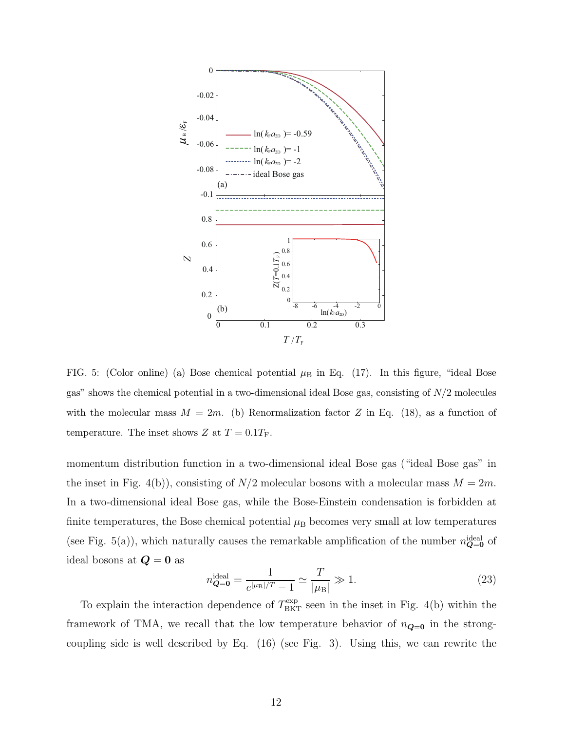FIG. 5: (Color online) (a) Bose chemical potential $\mu_B$ in Eq. (17). In this figure, "ideal Bose gas" shows the chemical potential in a two-dimensional ideal Bose gas, consisting of $N/2$ molecules with the molecular mass $M = 2m$. (b) Renormalization factor $Z$ in Eq. (18), as a function of temperature. The inset shows $Z$ at $T = 0.1T_F$.

momentum distribution function in a two-dimensional ideal Bose gas ("ideal Bose gas" in the inset in Fig. 4(b)), consisting of $N/2$ molecular bosons with a molecular mass $M = 2m$. In a two-dimensional ideal Bose gas, while the Bose-Einstein condensation is forbidden at finite temperatures, the Bose chemical potential $\mu_B$ becomes very small at low temperatures (see Fig. 5(a)), which naturally causes the remarkable amplification of the number $n^{\rm ideal}_{\boldsymbol{Q}=\boldsymbol{0}}$ of ideal bosons at $\boldsymbol{Q} = \boldsymbol{0}$ as

$$n^{\rm ideal}_{\boldsymbol{Q}=\boldsymbol{0}} = \frac{1}{e^{|\mu_B|/T} - 1} \simeq \frac{T}{|\mu_B|} \gg 1. \tag{23}$$

To explain the interaction dependence of $T^{\rm exp}_{\rm BKT}$ seen in the inset in Fig. 4(b) within the framework of TMA, we recall that the low temperature behavior of $n_{\boldsymbol{Q}=\boldsymbol{0}}$ in the strong-coupling side is well described by Eq. (16) (see Fig. 3). Using this, we can rewrite the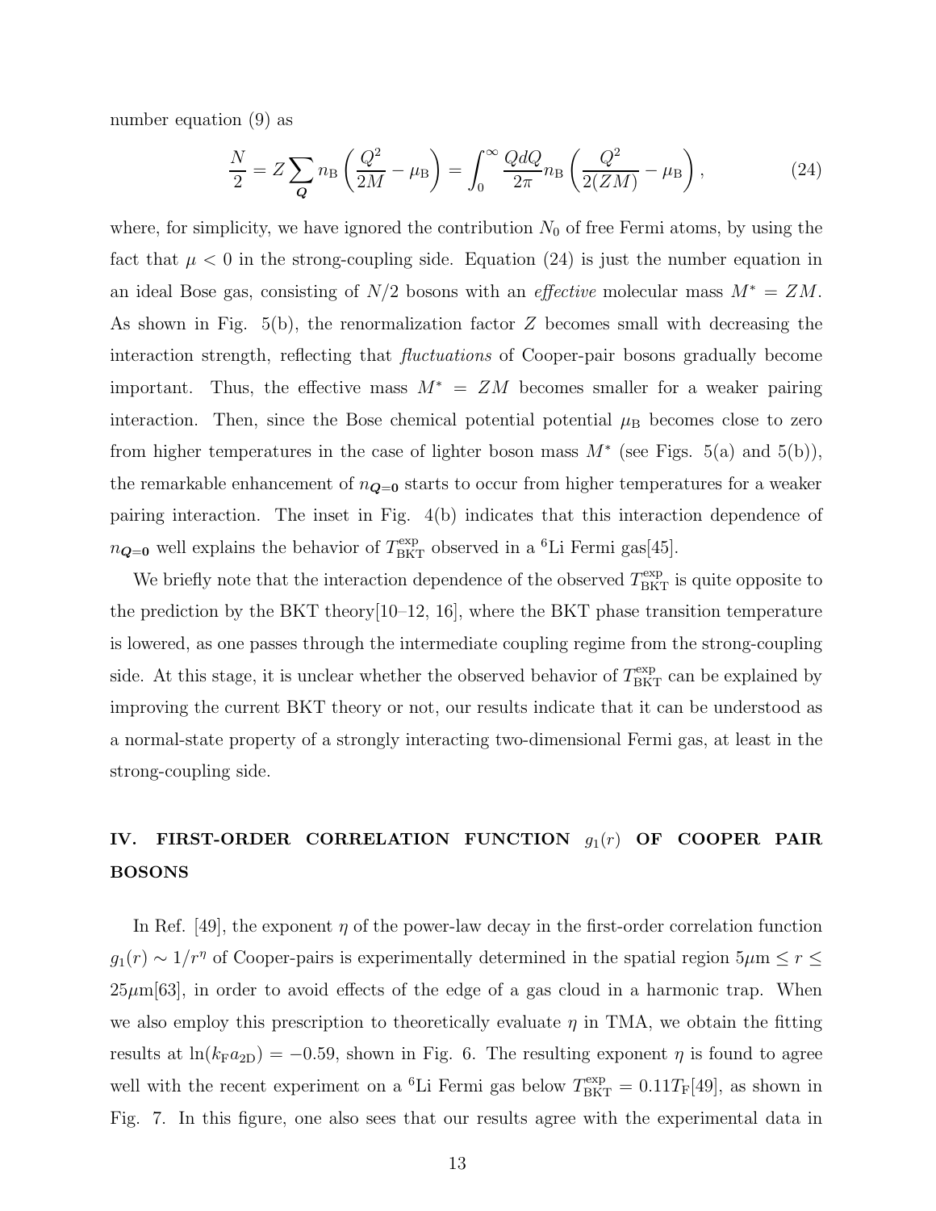number equation (9) as

$$\frac{N}{2} = Z\sum_{\boldsymbol{Q}} n_{\rm B}\left(\frac{Q^2}{2M} - \mu_{\rm B}\right) = \int_0^\infty \frac{QdQ}{2\pi} n_{\rm B}\left(\frac{Q^2}{2(ZM)} - \mu_{\rm B}\right), \tag{24}$$

where, for simplicity, we have ignored the contribution $N_0$ of free Fermi atoms, by using the fact that $\mu < 0$ in the strong-coupling side. Equation (24) is just the number equation in an ideal Bose gas, consisting of $N/2$ bosons with an *effective* molecular mass $M^* = ZM$. As shown in Fig. 5(b), the renormalization factor $Z$ becomes small with decreasing the interaction strength, reflecting that *fluctuations* of Cooper-pair bosons gradually become important. Thus, the effective mass $M^* = ZM$ becomes smaller for a weaker pairing interaction. Then, since the Bose chemical potential potential $\mu_{\rm B}$ becomes close to zero from higher temperatures in the case of lighter boson mass $M^*$ (see Figs. 5(a) and 5(b)), the remarkable enhancement of $n_{\boldsymbol{Q}=\boldsymbol{0}}$ starts to occur from higher temperatures for a weaker pairing interaction. The inset in Fig. 4(b) indicates that this interaction dependence of $n_{\boldsymbol{Q}=\boldsymbol{0}}$ well explains the behavior of $T_{\rm BKT}^{\rm exp}$ observed in a $^6$Li Fermi gas[45].

We briefly note that the interaction dependence of the observed $T_{\rm BKT}^{\rm exp}$ is quite opposite to the prediction by the BKT theory[10–12, 16], where the BKT phase transition temperature is lowered, as one passes through the intermediate coupling regime from the strong-coupling side. At this stage, it is unclear whether the observed behavior of $T_{\rm BKT}^{\rm exp}$ can be explained by improving the current BKT theory or not, our results indicate that it can be understood as a normal-state property of a strongly interacting two-dimensional Fermi gas, at least in the strong-coupling side.

## IV. FIRST-ORDER CORRELATION FUNCTION $g_1(r)$ OF COOPER PAIR BOSONS

In Ref. [49], the exponent $\eta$ of the power-law decay in the first-order correlation function $g_1(r) \sim 1/r^\eta$ of Cooper-pairs is experimentally determined in the spatial region $5\mu{\rm m} \le r \le 25\mu{\rm m}$[63], in order to avoid effects of the edge of a gas cloud in a harmonic trap. When we also employ this prescription to theoretically evaluate $\eta$ in TMA, we obtain the fitting results at $\ln(k_{\rm F}a_{\rm 2D}) = -0.59$, shown in Fig. 6. The resulting exponent $\eta$ is found to agree well with the recent experiment on a $^6$Li Fermi gas below $T_{\rm BKT}^{\rm exp} = 0.11T_{\rm F}$[49], as shown in Fig. 7. In this figure, one also sees that our results agree with the experimental data in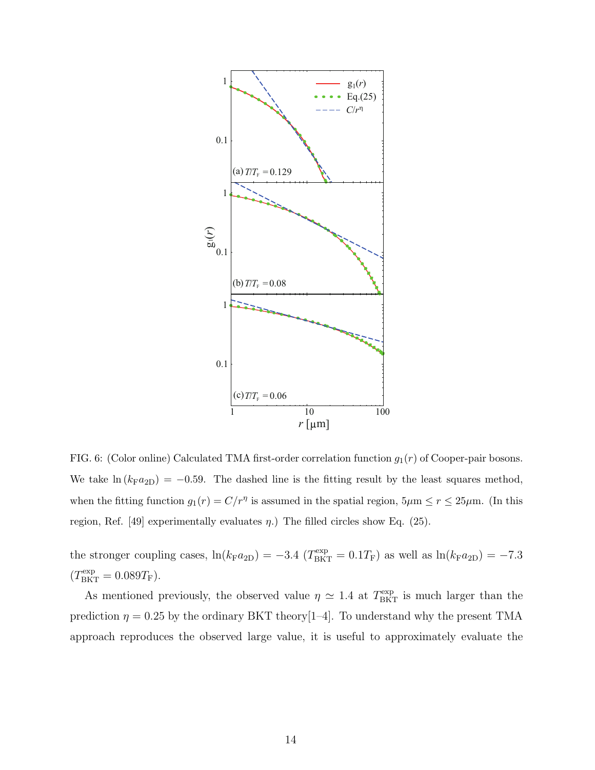FIG. 6: (Color online) Calculated TMA first-order correlation function $g_1(r)$ of Cooper-pair bosons. We take $\ln(k_{\rm F}a_{\rm 2D}) = -0.59$. The dashed line is the fitting result by the least squares method, when the fitting function $g_1(r) = C/r^\eta$ is assumed in the spatial region, $5\mu{\rm m} \le r \le 25\mu{\rm m}$. (In this region, Ref. [49] experimentally evaluates $\eta$.) The filled circles show Eq. (25).

the stronger coupling cases, $\ln(k_{\rm F}a_{\rm 2D}) = -3.4$ ($T_{\rm BKT}^{\rm exp} = 0.1T_{\rm F}$) as well as $\ln(k_{\rm F}a_{\rm 2D}) = -7.3$ ($T_{\rm BKT}^{\rm exp} = 0.089T_{\rm F}$).

As mentioned previously, the observed value $\eta \simeq 1.4$ at $T_{\rm BKT}^{\rm exp}$ is much larger than the prediction $\eta = 0.25$ by the ordinary BKT theory[1–4]. To understand why the present TMA approach reproduces the observed large value, it is useful to approximately evaluate the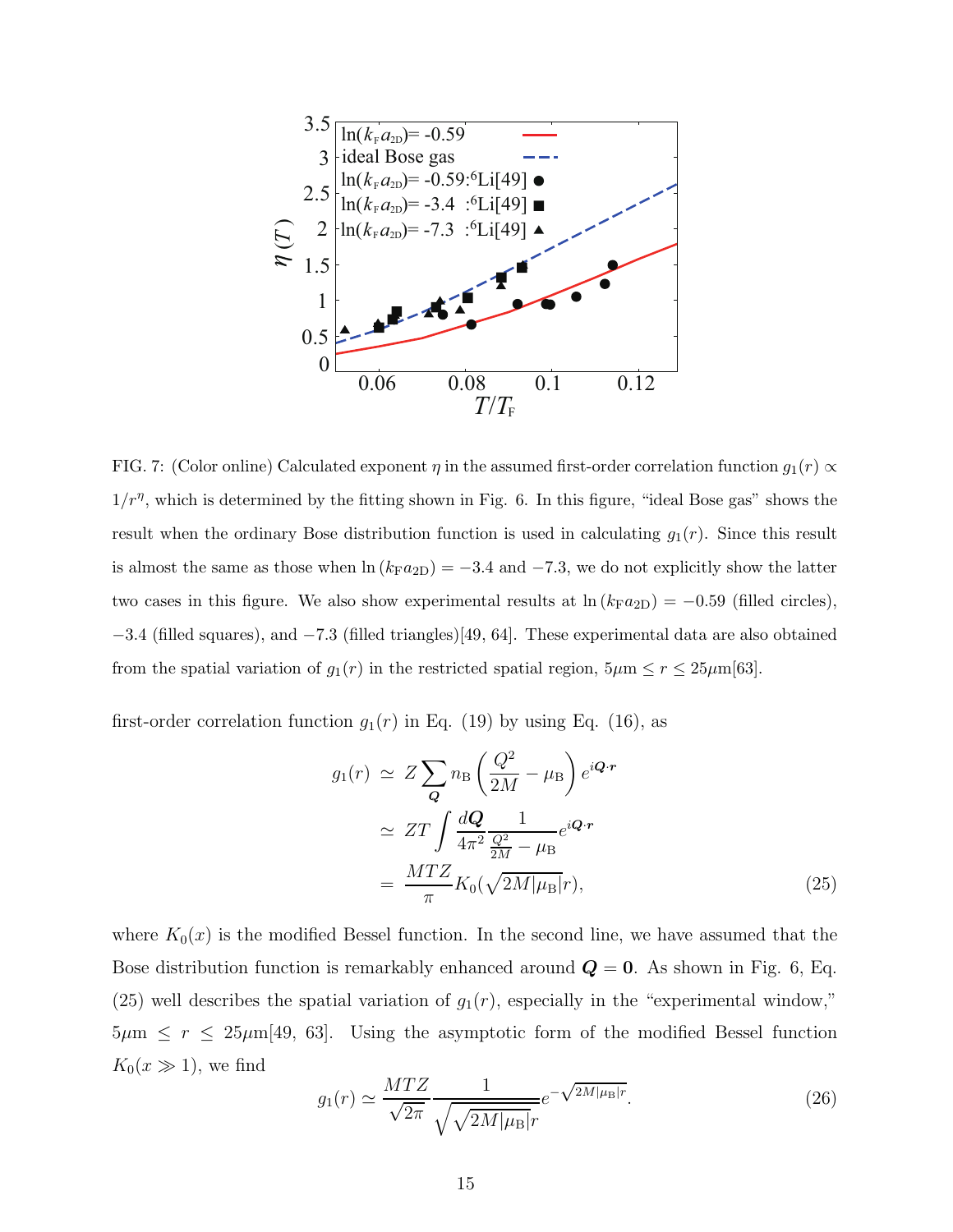FIG. 7: (Color online) Calculated exponent $\eta$ in the assumed first-order correlation function $g_1(r) \propto 1/r^\eta$, which is determined by the fitting shown in Fig. 6. In this figure, "ideal Bose gas" shows the result when the ordinary Bose distribution function is used in calculating $g_1(r)$. Since this result is almost the same as those when $\ln(k_{\rm F}a_{\rm 2D}) = -3.4$ and $-7.3$, we do not explicitly show the latter two cases in this figure. We also show experimental results at $\ln(k_{\rm F}a_{\rm 2D}) = -0.59$ (filled circles), $-3.4$ (filled squares), and $-7.3$ (filled triangles)[49, 64]. These experimental data are also obtained from the spatial variation of $g_1(r)$ in the restricted spatial region, $5\mu{\rm m} \le r \le 25\mu{\rm m}$[63].

first-order correlation function $g_1(r)$ in Eq. (19) by using Eq. (16), as

$$
\begin{aligned}
g_1(r) &\simeq Z\sum_{\boldsymbol{Q}} n_{\rm B}\left(\frac{Q^2}{2M} - \mu_{\rm B}\right) e^{i\boldsymbol{Q}\cdot\boldsymbol{r}} \\
&\simeq ZT\int \frac{d\boldsymbol{Q}}{4\pi^2}\frac{1}{\frac{Q^2}{2M} - \mu_{\rm B}} e^{i\boldsymbol{Q}\cdot\boldsymbol{r}} \\
&= \frac{MTZ}{\pi}K_0(\sqrt{2M|\mu_{\rm B}|}r),
\end{aligned}
\tag{25}
$$

where $K_0(x)$ is the modified Bessel function. In the second line, we have assumed that the Bose distribution function is remarkably enhanced around $\boldsymbol{Q} = \boldsymbol{0}$. As shown in Fig. 6, Eq. (25) well describes the spatial variation of $g_1(r)$, especially in the "experimental window," $5\mu{\rm m} \le r \le 25\mu{\rm m}$[49, 63]. Using the asymptotic form of the modified Bessel function $K_0(x \gg 1)$, we find

$$
g_1(r) \simeq \frac{MTZ}{\sqrt{2\pi}}\frac{1}{\sqrt{\sqrt{2M|\mu_{\rm B}|}r}}e^{-\sqrt{2M|\mu_{\rm B}|}r}.
\tag{26}
$$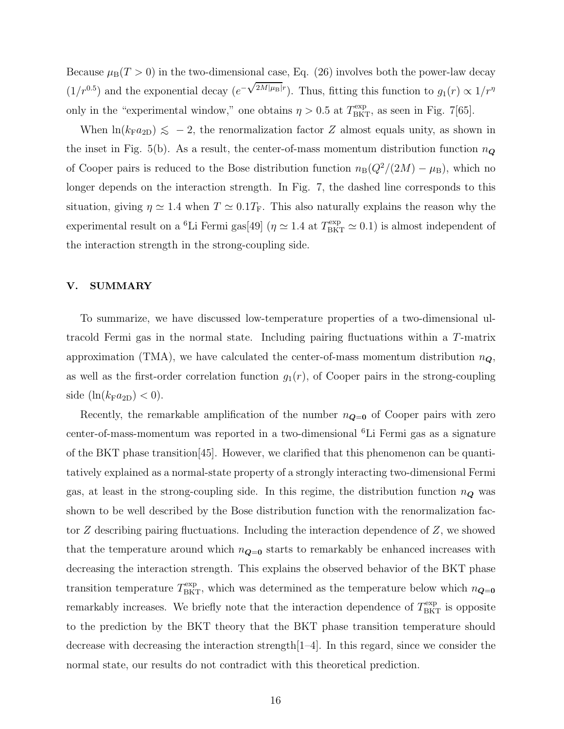Because $\mu_{\rm B}(T > 0)$ in the two-dimensional case, Eq. (26) involves both the power-law decay ($1/r^{0.5}$) and the exponential decay ($e^{-\sqrt{2M|\mu_{\rm B}|}r}$). Thus, fitting this function to $g_1(r) \propto 1/r^\eta$ only in the "experimental window," one obtains $\eta > 0.5$ at $T_{\rm BKT}^{\rm exp}$, as seen in Fig. 7[65].

When $\ln(k_{\rm F}a_{\rm 2D}) \lesssim -2$, the renormalization factor $Z$ almost equals unity, as shown in the inset in Fig. 5(b). As a result, the center-of-mass momentum distribution function $n_{\boldsymbol{Q}}$ of Cooper pairs is reduced to the Bose distribution function $n_{\rm B}(Q^2/(2M) - \mu_{\rm B})$, which no longer depends on the interaction strength. In Fig. 7, the dashed line corresponds to this situation, giving $\eta \simeq 1.4$ when $T \simeq 0.1T_{\rm F}$. This also naturally explains the reason why the experimental result on a $^6$Li Fermi gas[49] ($\eta \simeq 1.4$ at $T_{\rm BKT}^{\rm exp} \simeq 0.1$) is almost independent of the interaction strength in the strong-coupling side.

## V. SUMMARY

To summarize, we have discussed low-temperature properties of a two-dimensional ultracold Fermi gas in the normal state. Including pairing fluctuations within a $T$-matrix approximation (TMA), we have calculated the center-of-mass momentum distribution $n_{\boldsymbol{Q}}$, as well as the first-order correlation function $g_1(r)$, of Cooper pairs in the strong-coupling side ($\ln(k_{\rm F}a_{\rm 2D}) < 0$).

Recently, the remarkable amplification of the number $n_{\boldsymbol{Q}=\boldsymbol{0}}$ of Cooper pairs with zero center-of-mass-momentum was reported in a two-dimensional $^6$Li Fermi gas as a signature of the BKT phase transition[45]. However, we clarified that this phenomenon can be quantitatively explained as a normal-state property of a strongly interacting two-dimensional Fermi gas, at least in the strong-coupling side. In this regime, the distribution function $n_{\boldsymbol{Q}}$ was shown to be well described by the Bose distribution function with the renormalization factor $Z$ describing pairing fluctuations. Including the interaction dependence of $Z$, we showed that the temperature around which $n_{\boldsymbol{Q}=\boldsymbol{0}}$ starts to remarkably be enhanced increases with decreasing the interaction strength. This explains the observed behavior of the BKT phase transition temperature $T_{\rm BKT}^{\rm exp}$, which was determined as the temperature below which $n_{\boldsymbol{Q}=\boldsymbol{0}}$ remarkably increases. We briefly note that the interaction dependence of $T_{\rm BKT}^{\rm exp}$ is opposite to the prediction by the BKT theory that the BKT phase transition temperature should decrease with decreasing the interaction strength[1–4]. In this regard, since we consider the normal state, our results do not contradict with this theoretical prediction.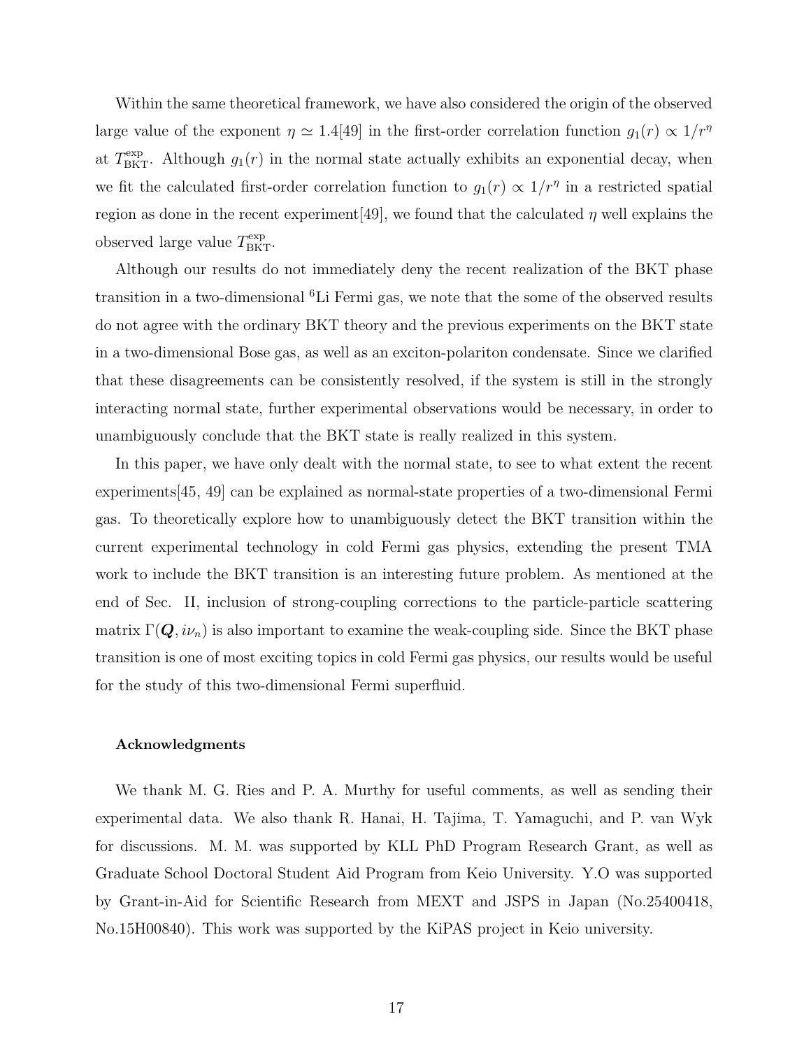Within the same theoretical framework, we have also considered the origin of the observed large value of the exponent $\eta \simeq 1.4$[49] in the first-order correlation function $g_1(r) \propto 1/r^\eta$ at $T_{\rm BKT}^{\rm exp}$. Although $g_1(r)$ in the normal state actually exhibits an exponential decay, when we fit the calculated first-order correlation function to $g_1(r) \propto 1/r^\eta$ in a restricted spatial region as done in the recent experiment[49], we found that the calculated $\eta$ well explains the observed large value $T_{\rm BKT}^{\rm exp}$.

Although our results do not immediately deny the recent realization of the BKT phase transition in a two-dimensional $^6$Li Fermi gas, we note that the some of the observed results do not agree with the ordinary BKT theory and the previous experiments on the BKT state in a two-dimensional Bose gas, as well as an exciton-polariton condensate. Since we clarified that these disagreements can be consistently resolved, if the system is still in the strongly interacting normal state, further experimental observations would be necessary, in order to unambiguously conclude that the BKT state is really realized in this system.

In this paper, we have only dealt with the normal state, to see to what extent the recent experiments[45, 49] can be explained as normal-state properties of a two-dimensional Fermi gas. To theoretically explore how to unambiguously detect the BKT transition within the current experimental technology in cold Fermi gas physics, extending the present TMA work to include the BKT transition is an interesting future problem. As mentioned at the end of Sec. II, inclusion of strong-coupling corrections to the particle-particle scattering matrix $\Gamma(\boldsymbol{Q}, i\nu_n)$ is also important to examine the weak-coupling side. Since the BKT phase transition is one of most exciting topics in cold Fermi gas physics, our results would be useful for the study of this two-dimensional Fermi superfluid.

#### Acknowledgments

We thank M. G. Ries and P. A. Murthy for useful comments, as well as sending their experimental data. We also thank R. Hanai, H. Tajima, T. Yamaguchi, and P. van Wyk for discussions. M. M. was supported by KLL PhD Program Research Grant, as well as Graduate School Doctoral Student Aid Program from Keio University. Y.O was supported by Grant-in-Aid for Scientific Research from MEXT and JSPS in Japan (No.25400418, No.15H00840). This work was supported by the KiPAS project in Keio university.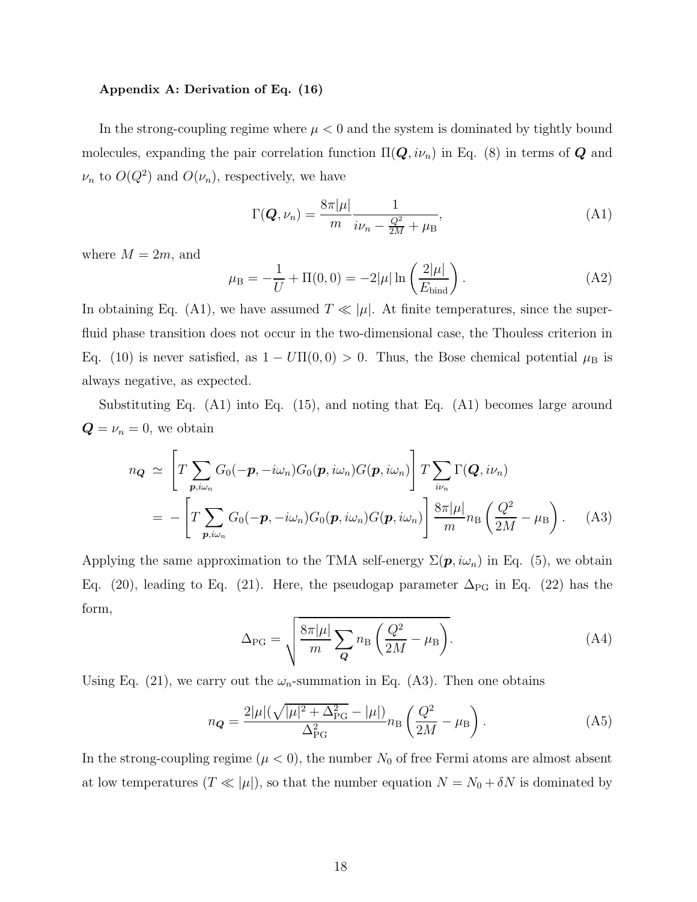### Appendix A: Derivation of Eq. (16)

In the strong-coupling regime where $\mu < 0$ and the system is dominated by tightly bound molecules, expanding the pair correlation function $\Pi(\boldsymbol{Q}, i\nu_n)$ in Eq. (8) in terms of $\boldsymbol{Q}$ and $\nu_n$ to $O(Q^2)$ and $O(\nu_n)$, respectively, we have

$$\Gamma(\boldsymbol{Q}, \nu_n) = \frac{8\pi|\mu|}{m}\frac{1}{i\nu_n - \frac{Q^2}{2M} + \mu_{\rm B}}, \tag{A1}$$

where $M = 2m$, and

$$\mu_{\rm B} = -\frac{1}{U} + \Pi(0,0) = -2|\mu| \ln\left(\frac{2|\mu|}{E_{\rm bind}}\right). \tag{A2}$$

In obtaining Eq. (A1), we have assumed $T \ll |\mu|$. At finite temperatures, since the superfluid phase transition does not occur in the two-dimensional case, the Thouless criterion in Eq. (10) is never satisfied, as $1 - U\Pi(0,0) > 0$. Thus, the Bose chemical potential $\mu_{\rm B}$ is always negative, as expected.

Substituting Eq. (A1) into Eq. (15), and noting that Eq. (A1) becomes large around $\boldsymbol{Q} = \nu_n = 0$, we obtain

$$\begin{aligned} n_{\boldsymbol{Q}} &\simeq \left[T\sum_{\boldsymbol{p}, i\omega_n} G_0(-\boldsymbol{p}, -i\omega_n) G_0(\boldsymbol{p}, i\omega_n) G(\boldsymbol{p}, i\omega_n)\right] T \sum_{i\nu_n} \Gamma(\boldsymbol{Q}, i\nu_n) \\ &= -\left[T\sum_{\boldsymbol{p}, i\omega_n} G_0(-\boldsymbol{p}, -i\omega_n) G_0(\boldsymbol{p}, i\omega_n) G(\boldsymbol{p}, i\omega_n)\right] \frac{8\pi|\mu|}{m} n_{\rm B}\left(\frac{Q^2}{2M} - \mu_{\rm B}\right). \end{aligned} \tag{A3}$$

Applying the same approximation to the TMA self-energy $\Sigma(\boldsymbol{p}, i\omega_n)$ in Eq. (5), we obtain Eq. (20), leading to Eq. (21). Here, the pseudogap parameter $\Delta_{\rm PG}$ in Eq. (22) has the form,

$$\Delta_{\rm PG} = \sqrt{\frac{8\pi|\mu|}{m}\sum_{\boldsymbol{Q}} n_{\rm B}\left(\frac{Q^2}{2M} - \mu_{\rm B}\right)}. \tag{A4}$$

Using Eq. (21), we carry out the $\omega_n$-summation in Eq. (A3). Then one obtains

$$n_{\boldsymbol{Q}} = \frac{2|\mu|(\sqrt{|\mu|^2 + \Delta_{\rm PG}^2} - |\mu|)}{\Delta_{\rm PG}^2} n_{\rm B}\left(\frac{Q^2}{2M} - \mu_{\rm B}\right). \tag{A5}$$

In the strong-coupling regime ($\mu < 0$), the number $N_0$ of free Fermi atoms are almost absent at low temperatures ($T \ll |\mu|$), so that the number equation $N = N_0 + \delta N$ is dominated by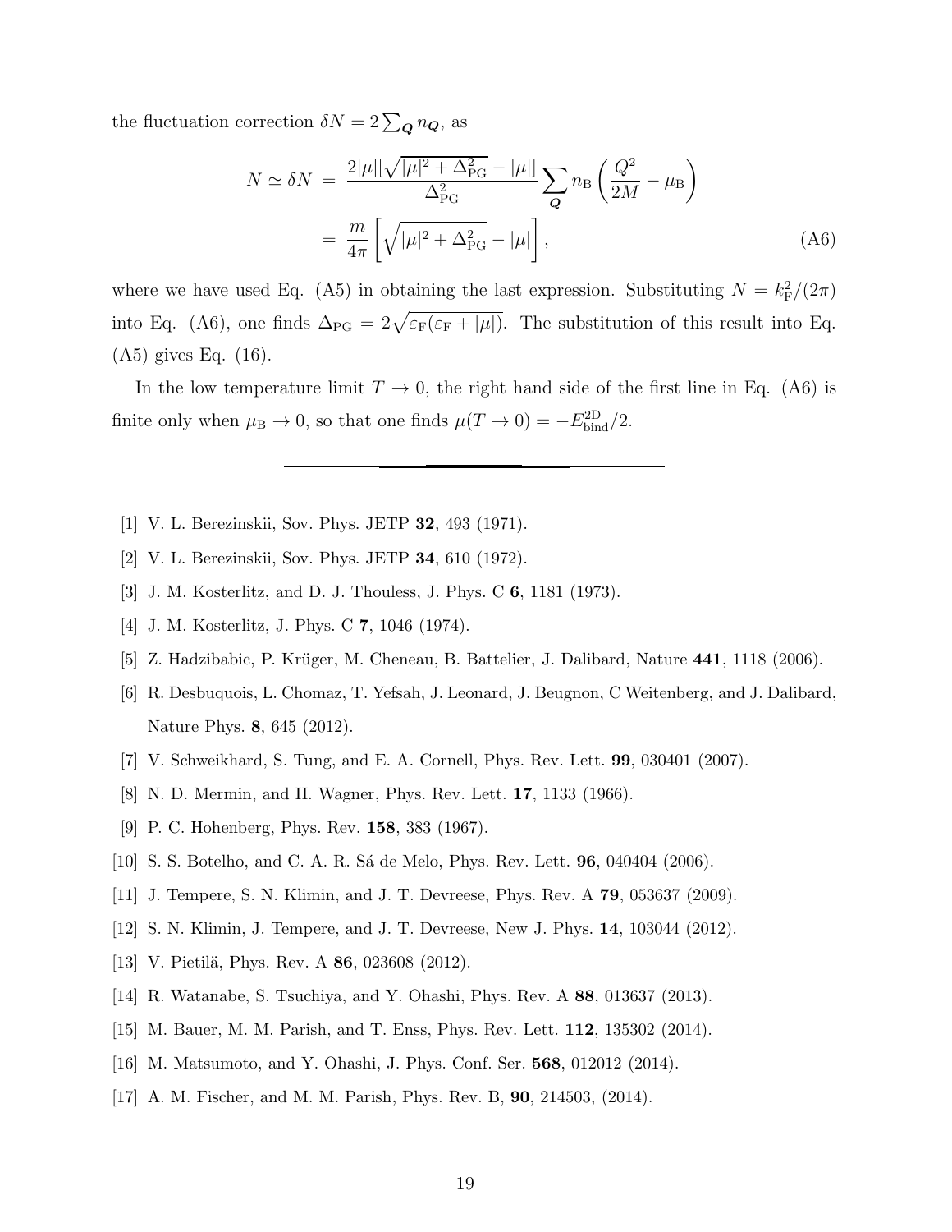the fluctuation correction $\delta N = 2\sum_{\boldsymbol{Q}} n_{\boldsymbol{Q}}$, as

$$
\begin{aligned}
N \simeq \delta N \; &= \; \frac{2|\mu|[\sqrt{|\mu|^2 + \Delta_{\rm PG}^2} - |\mu|]}{\Delta_{\rm PG}^2} \sum_{\boldsymbol{Q}} n_{\rm B}\left(\frac{Q^2}{2M} - \mu_{\rm B}\right) \\
&= \; \frac{m}{4\pi}\left[\sqrt{|\mu|^2 + \Delta_{\rm PG}^2} - |\mu|\right],
\end{aligned}
\tag{A6}
$$

where we have used Eq. (A5) in obtaining the last expression. Substituting $N = k_{\rm F}^2/(2\pi)$ into Eq. (A6), one finds $\Delta_{\rm PG} = 2\sqrt{\varepsilon_{\rm F}(\varepsilon_{\rm F} + |\mu|)}$. The substitution of this result into Eq. (A5) gives Eq. (16).

In the low temperature limit $T \to 0$, the right hand side of the first line in Eq. (A6) is finite only when $\mu_{\rm B} \to 0$, so that one finds $\mu(T \to 0) = -E_{\rm bind}^{\rm 2D}/2$.

---

[1] V. L. Berezinskii, Sov. Phys. JETP **32**, 493 (1971).

[2] V. L. Berezinskii, Sov. Phys. JETP **34**, 610 (1972).

[3] J. M. Kosterlitz, and D. J. Thouless, J. Phys. C **6**, 1181 (1973).

[4] J. M. Kosterlitz, J. Phys. C **7**, 1046 (1974).

[5] Z. Hadzibabic, P. Krüger, M. Cheneau, B. Battelier, J. Dalibard, Nature **441**, 1118 (2006).

[6] R. Desbuquois, L. Chomaz, T. Yefsah, J. Leonard, J. Beugnon, C Weitenberg, and J. Dalibard, Nature Phys. **8**, 645 (2012).

[7] V. Schweikhard, S. Tung, and E. A. Cornell, Phys. Rev. Lett. **99**, 030401 (2007).

[8] N. D. Mermin, and H. Wagner, Phys. Rev. Lett. **17**, 1133 (1966).

[9] P. C. Hohenberg, Phys. Rev. **158**, 383 (1967).

[10] S. S. Botelho, and C. A. R. Sá de Melo, Phys. Rev. Lett. **96**, 040404 (2006).

[11] J. Tempere, S. N. Klimin, and J. T. Devreese, Phys. Rev. A **79**, 053637 (2009).

[12] S. N. Klimin, J. Tempere, and J. T. Devreese, New J. Phys. **14**, 103044 (2012).

[13] V. Pietilä, Phys. Rev. A **86**, 023608 (2012).

[14] R. Watanabe, S. Tsuchiya, and Y. Ohashi, Phys. Rev. A **88**, 013637 (2013).

[15] M. Bauer, M. M. Parish, and T. Enss, Phys. Rev. Lett. **112**, 135302 (2014).

[16] M. Matsumoto, and Y. Ohashi, J. Phys. Conf. Ser. **568**, 012012 (2014).

[17] A. M. Fischer, and M. M. Parish, Phys. Rev. B, **90**, 214503, (2014).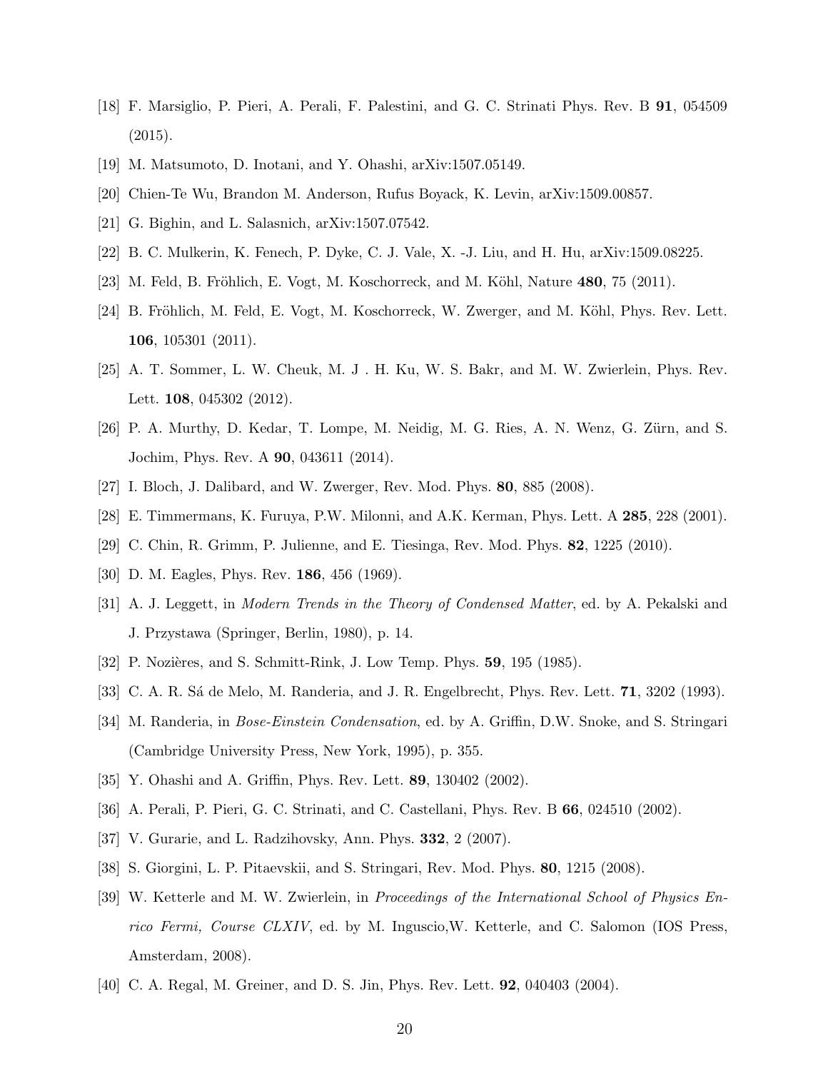[18] F. Marsiglio, P. Pieri, A. Perali, F. Palestini, and G. C. Strinati Phys. Rev. B **91**, 054509 (2015).

[19] M. Matsumoto, D. Inotani, and Y. Ohashi, arXiv:1507.05149.

[20] Chien-Te Wu, Brandon M. Anderson, Rufus Boyack, K. Levin, arXiv:1509.00857.

[21] G. Bighin, and L. Salasnich, arXiv:1507.07542.

[22] B. C. Mulkerin, K. Fenech, P. Dyke, C. J. Vale, X. -J. Liu, and H. Hu, arXiv:1509.08225.

[23] M. Feld, B. Fröhlich, E. Vogt, M. Koschorreck, and M. Köhl, Nature **480**, 75 (2011).

[24] B. Fröhlich, M. Feld, E. Vogt, M. Koschorreck, W. Zwerger, and M. Köhl, Phys. Rev. Lett. **106**, 105301 (2011).

[25] A. T. Sommer, L. W. Cheuk, M. J . H. Ku, W. S. Bakr, and M. W. Zwierlein, Phys. Rev. Lett. **108**, 045302 (2012).

[26] P. A. Murthy, D. Kedar, T. Lompe, M. Neidig, M. G. Ries, A. N. Wenz, G. Zürn, and S. Jochim, Phys. Rev. A **90**, 043611 (2014).

[27] I. Bloch, J. Dalibard, and W. Zwerger, Rev. Mod. Phys. **80**, 885 (2008).

[28] E. Timmermans, K. Furuya, P.W. Milonni, and A.K. Kerman, Phys. Lett. A **285**, 228 (2001).

[29] C. Chin, R. Grimm, P. Julienne, and E. Tiesinga, Rev. Mod. Phys. **82**, 1225 (2010).

[30] D. M. Eagles, Phys. Rev. **186**, 456 (1969).

[31] A. J. Leggett, in *Modern Trends in the Theory of Condensed Matter*, ed. by A. Pekalski and J. Przystawa (Springer, Berlin, 1980), p. 14.

[32] P. Nozières, and S. Schmitt-Rink, J. Low Temp. Phys. **59**, 195 (1985).

[33] C. A. R. Sá de Melo, M. Randeria, and J. R. Engelbrecht, Phys. Rev. Lett. **71**, 3202 (1993).

[34] M. Randeria, in *Bose-Einstein Condensation*, ed. by A. Griffin, D.W. Snoke, and S. Stringari (Cambridge University Press, New York, 1995), p. 355.

[35] Y. Ohashi and A. Griffin, Phys. Rev. Lett. **89**, 130402 (2002).

[36] A. Perali, P. Pieri, G. C. Strinati, and C. Castellani, Phys. Rev. B **66**, 024510 (2002).

[37] V. Gurarie, and L. Radzihovsky, Ann. Phys. **332**, 2 (2007).

[38] S. Giorgini, L. P. Pitaevskii, and S. Stringari, Rev. Mod. Phys. **80**, 1215 (2008).

[39] W. Ketterle and M. W. Zwierlein, in *Proceedings of the International School of Physics Enrico Fermi, Course CLXIV*, ed. by M. Inguscio,W. Ketterle, and C. Salomon (IOS Press, Amsterdam, 2008).

[40] C. A. Regal, M. Greiner, and D. S. Jin, Phys. Rev. Lett. **92**, 040403 (2004).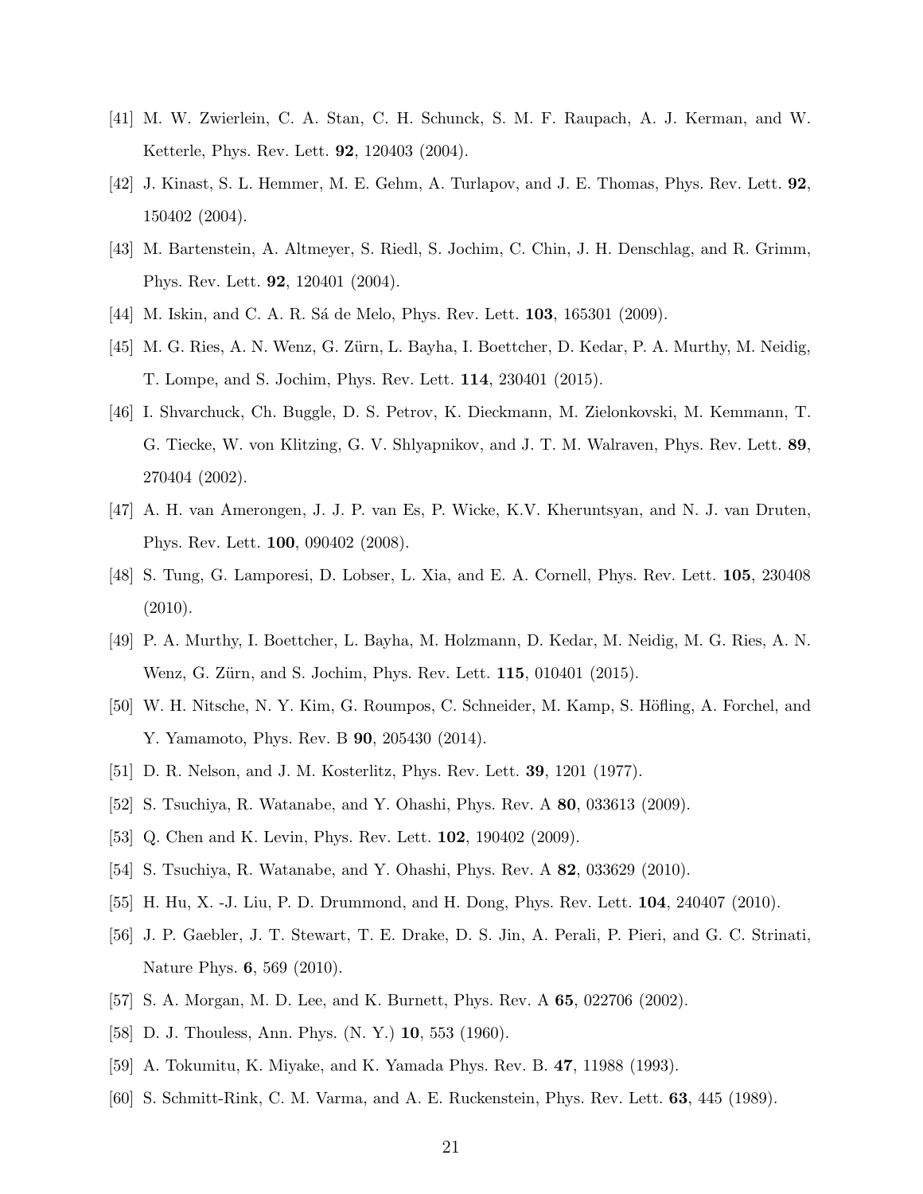[41] M. W. Zwierlein, C. A. Stan, C. H. Schunck, S. M. F. Raupach, A. J. Kerman, and W. Ketterle, Phys. Rev. Lett. **92**, 120403 (2004).

[42] J. Kinast, S. L. Hemmer, M. E. Gehm, A. Turlapov, and J. E. Thomas, Phys. Rev. Lett. **92**, 150402 (2004).

[43] M. Bartenstein, A. Altmeyer, S. Riedl, S. Jochim, C. Chin, J. H. Denschlag, and R. Grimm, Phys. Rev. Lett. **92**, 120401 (2004).

[44] M. Iskin, and C. A. R. Sá de Melo, Phys. Rev. Lett. **103**, 165301 (2009).

[45] M. G. Ries, A. N. Wenz, G. Zürn, L. Bayha, I. Boettcher, D. Kedar, P. A. Murthy, M. Neidig, T. Lompe, and S. Jochim, Phys. Rev. Lett. **114**, 230401 (2015).

[46] I. Shvarchuck, Ch. Buggle, D. S. Petrov, K. Dieckmann, M. Zielonkovski, M. Kemmann, T. G. Tiecke, W. von Klitzing, G. V. Shlyapnikov, and J. T. M. Walraven, Phys. Rev. Lett. **89**, 270404 (2002).

[47] A. H. van Amerongen, J. J. P. van Es, P. Wicke, K.V. Kheruntsyan, and N. J. van Druten, Phys. Rev. Lett. **100**, 090402 (2008).

[48] S. Tung, G. Lamporesi, D. Lobser, L. Xia, and E. A. Cornell, Phys. Rev. Lett. **105**, 230408 (2010).

[49] P. A. Murthy, I. Boettcher, L. Bayha, M. Holzmann, D. Kedar, M. Neidig, M. G. Ries, A. N. Wenz, G. Zürn, and S. Jochim, Phys. Rev. Lett. **115**, 010401 (2015).

[50] W. H. Nitsche, N. Y. Kim, G. Roumpos, C. Schneider, M. Kamp, S. Höfling, A. Forchel, and Y. Yamamoto, Phys. Rev. B **90**, 205430 (2014).

[51] D. R. Nelson, and J. M. Kosterlitz, Phys. Rev. Lett. **39**, 1201 (1977).

[52] S. Tsuchiya, R. Watanabe, and Y. Ohashi, Phys. Rev. A **80**, 033613 (2009).

[53] Q. Chen and K. Levin, Phys. Rev. Lett. **102**, 190402 (2009).

[54] S. Tsuchiya, R. Watanabe, and Y. Ohashi, Phys. Rev. A **82**, 033629 (2010).

[55] H. Hu, X. -J. Liu, P. D. Drummond, and H. Dong, Phys. Rev. Lett. **104**, 240407 (2010).

[56] J. P. Gaebler, J. T. Stewart, T. E. Drake, D. S. Jin, A. Perali, P. Pieri, and G. C. Strinati, Nature Phys. **6**, 569 (2010).

[57] S. A. Morgan, M. D. Lee, and K. Burnett, Phys. Rev. A **65**, 022706 (2002).

[58] D. J. Thouless, Ann. Phys. (N. Y.) **10**, 553 (1960).

[59] A. Tokumitu, K. Miyake, and K. Yamada Phys. Rev. B. **47**, 11988 (1993).

[60] S. Schmitt-Rink, C. M. Varma, and A. E. Ruckenstein, Phys. Rev. Lett. **63**, 445 (1989).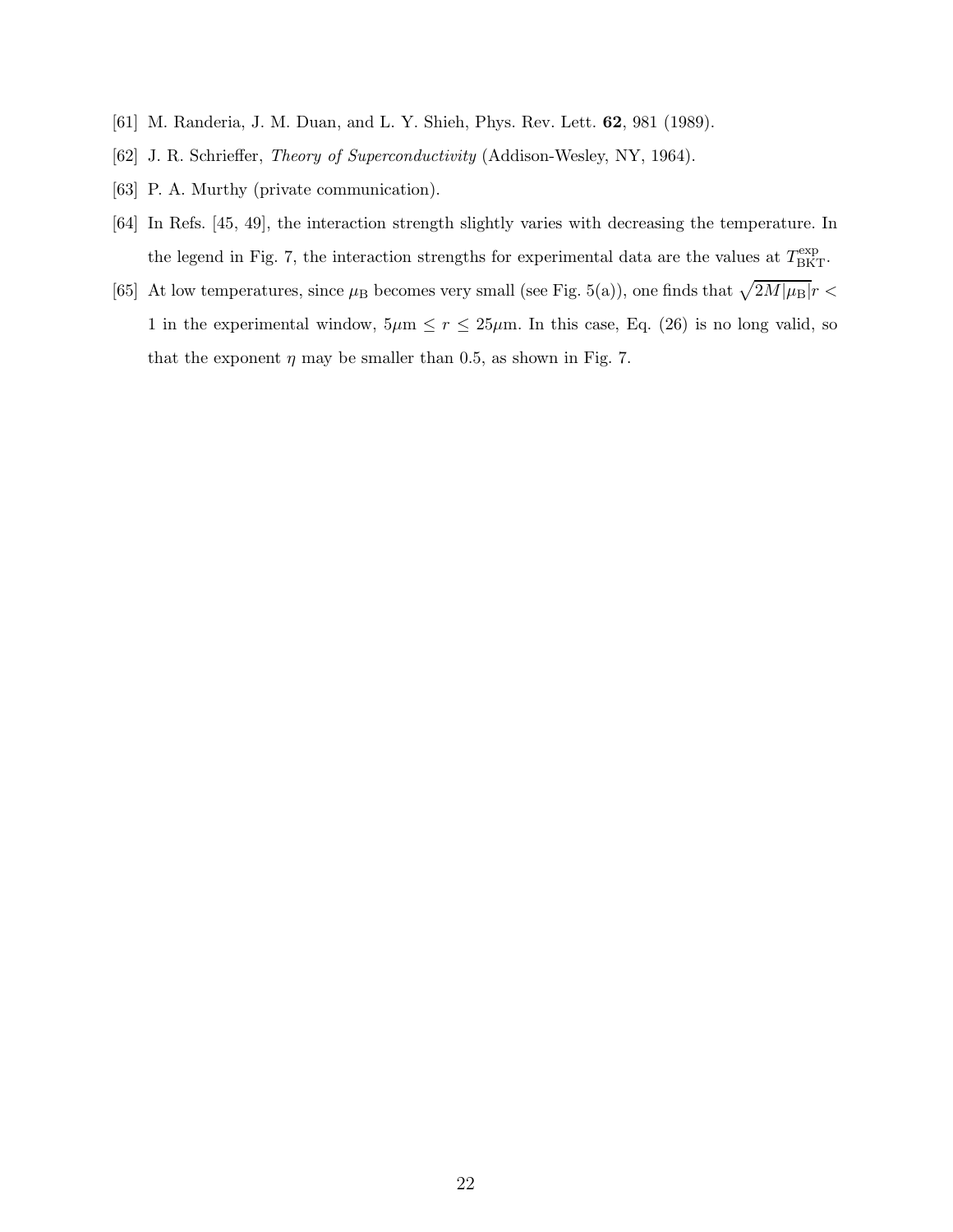[61] M. Randeria, J. M. Duan, and L. Y. Shieh, Phys. Rev. Lett. **62**, 981 (1989).

[62] J. R. Schrieffer, *Theory of Superconductivity* (Addison-Wesley, NY, 1964).

[63] P. A. Murthy (private communication).

[64] In Refs. [45, 49], the interaction strength slightly varies with decreasing the temperature. In the legend in Fig. 7, the interaction strengths for experimental data are the values at $T_{\rm BKT}^{\rm exp}$.

[65] At low temperatures, since $\mu_{\rm B}$ becomes very small (see Fig. 5(a)), one finds that $\sqrt{2M|\mu_{\rm B}|}r < 1$ in the experimental window, $5\mu{\rm m} \leq r \leq 25\mu{\rm m}$. In this case, Eq. (26) is no long valid, so that the exponent $\eta$ may be smaller than 0.5, as shown in Fig. 7.